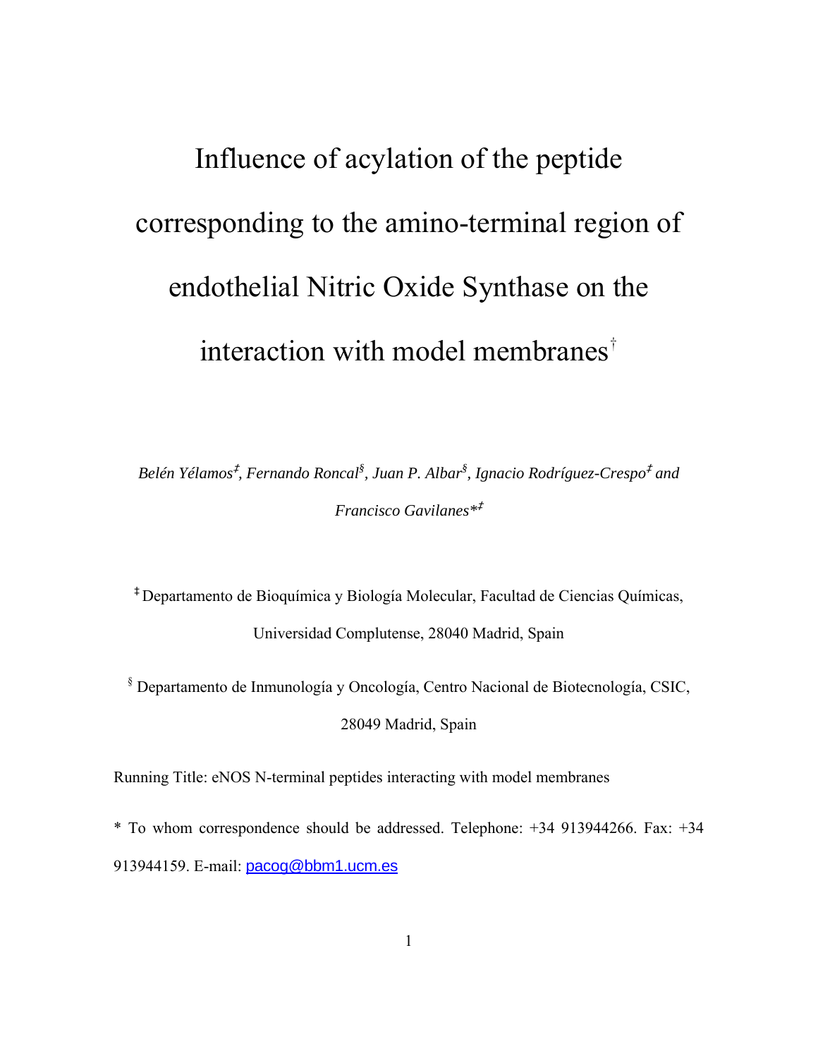# Influence of acylation of the peptide corresponding to the amino-terminal region of endothelial Nitric Oxide Synthase on the interaction with model membranes[†]

*Belén Yélamos[‡], Fernando Roncal[§], Juan P. Albar[§], Ignacio Rodríguez-Crespo[‡] and Francisco Gavilanes*[‡]*

[‡] Departamento de Bioquímica y Biología Molecular, Facultad de Ciencias Químicas, Universidad Complutense, 28040 Madrid, Spain

[§] Departamento de Inmunología y Oncología, Centro Nacional de Biotecnología, CSIC, 28049 Madrid, Spain

Running Title: eNOS N-terminal peptides interacting with model membranes

\* To whom correspondence should be addressed. Telephone: +34 913944266. Fax: +34 913944159. E-mail: pacog@bbm1.ucm.es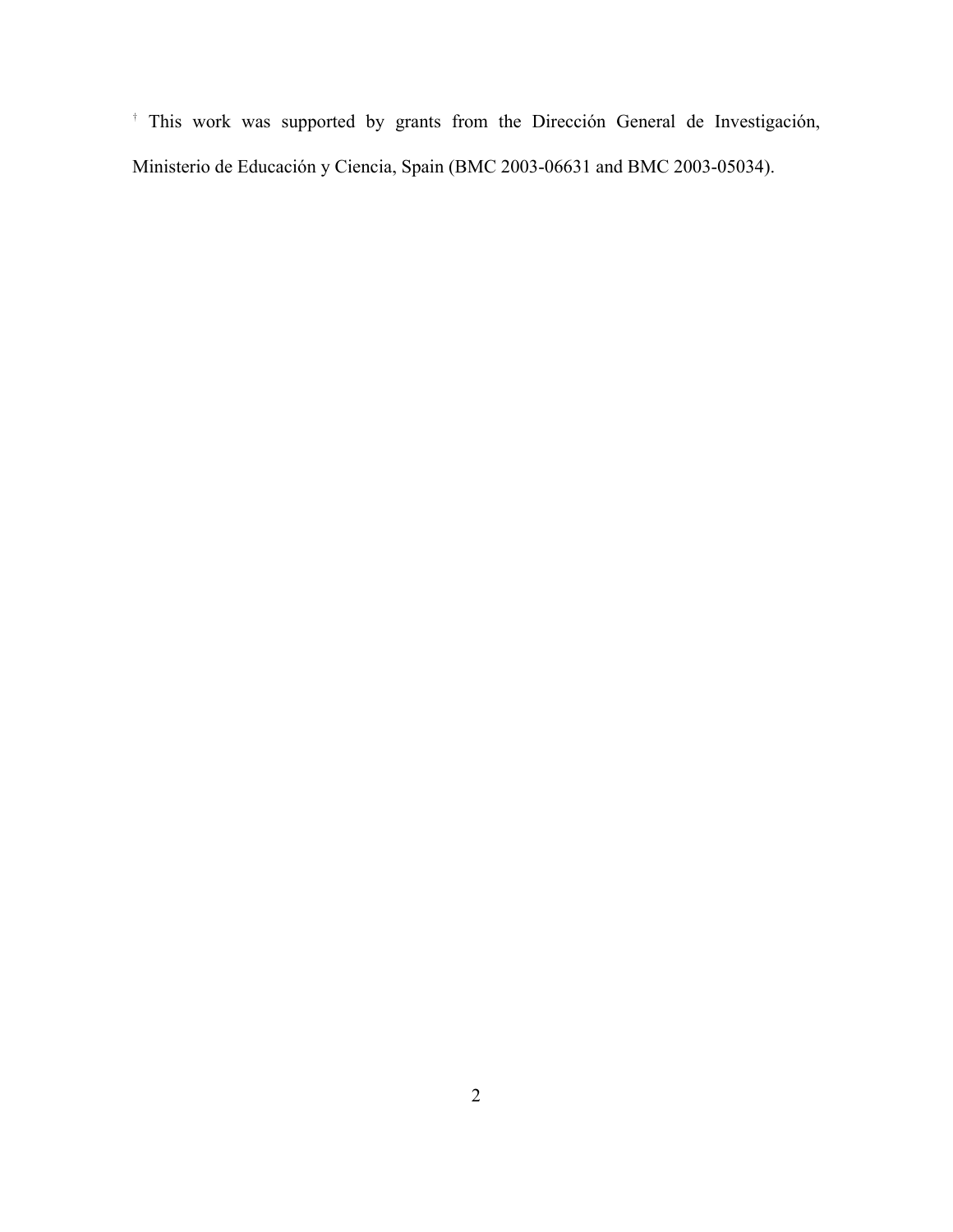† This work was supported by grants from the Dirección General de Investigación, Ministerio de Educación y Ciencia, Spain (BMC 2003-06631 and BMC 2003-05034).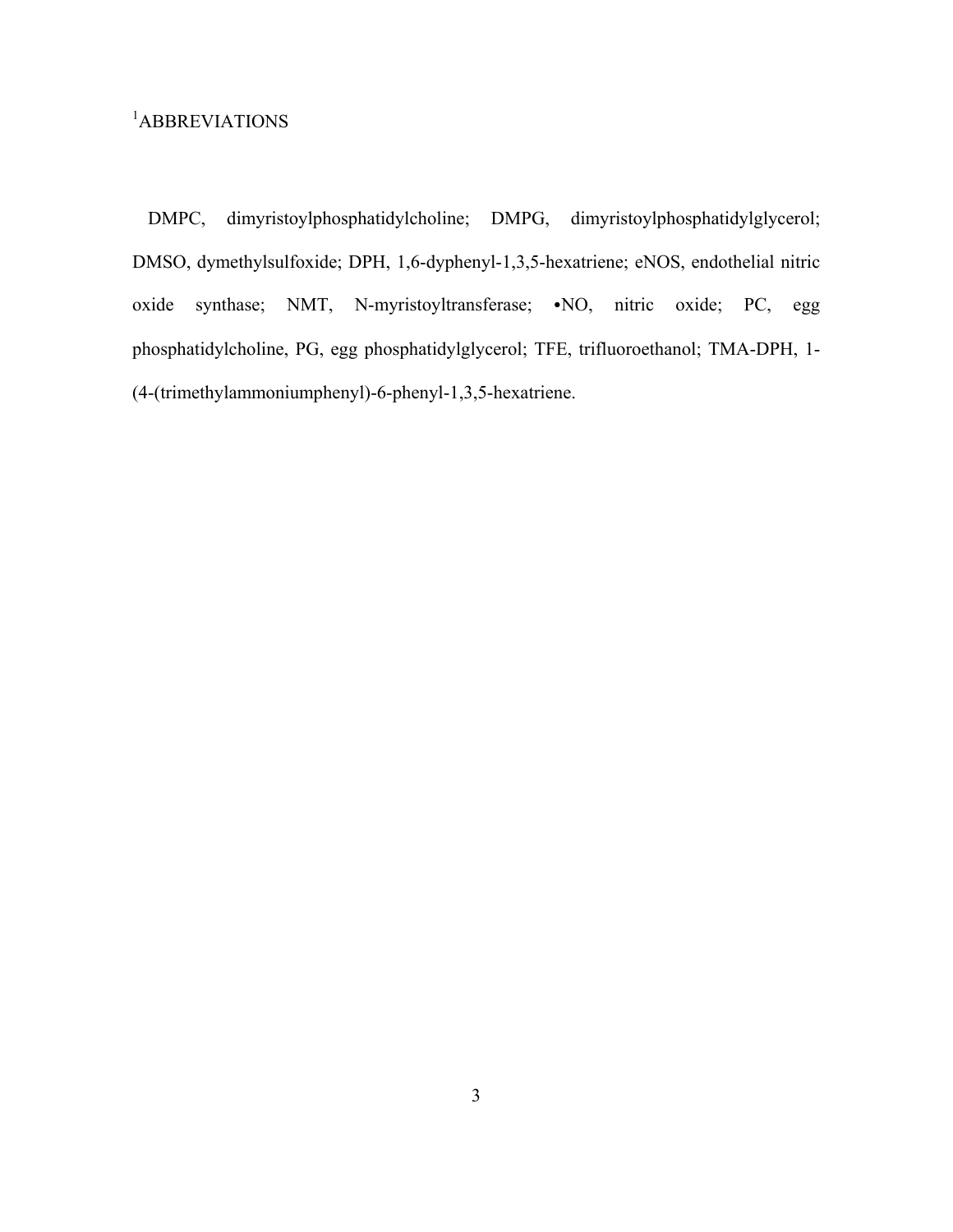[1]ABBREVIATIONS

DMPC, dimyristoylphosphatidylcholine; DMPG, dimyristoylphosphatidylglycerol; DMSO, dymethylsulfoxide; DPH, 1,6-dyphenyl-1,3,5-hexatriene; eNOS, endothelial nitric oxide synthase; NMT, N-myristoyltransferase; •NO, nitric oxide; PC, egg phosphatidylcholine, PG, egg phosphatidylglycerol; TFE, trifluoroethanol; TMA-DPH, 1-(4-(trimethylammoniumphenyl)-6-phenyl-1,3,5-hexatriene.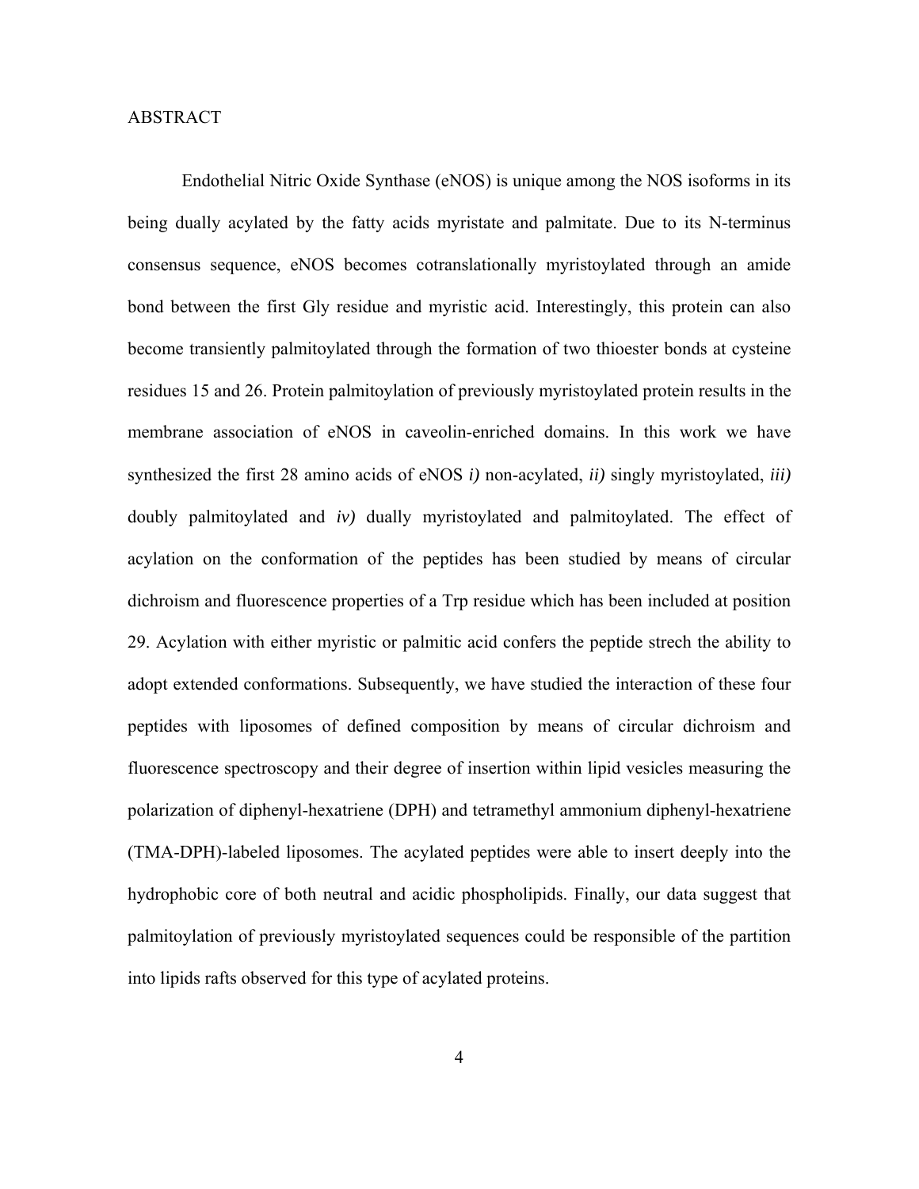# ABSTRACT

Endothelial Nitric Oxide Synthase (eNOS) is unique among the NOS isoforms in its being dually acylated by the fatty acids myristate and palmitate. Due to its N-terminus consensus sequence, eNOS becomes cotranslationally myristoylated through an amide bond between the first Gly residue and myristic acid. Interestingly, this protein can also become transiently palmitoylated through the formation of two thioester bonds at cysteine residues 15 and 26. Protein palmitoylation of previously myristoylated protein results in the membrane association of eNOS in caveolin-enriched domains. In this work we have synthesized the first 28 amino acids of eNOS *i)* non-acylated, *ii)* singly myristoylated, *iii)* doubly palmitoylated and *iv)* dually myristoylated and palmitoylated. The effect of acylation on the conformation of the peptides has been studied by means of circular dichroism and fluorescence properties of a Trp residue which has been included at position 29. Acylation with either myristic or palmitic acid confers the peptide strech the ability to adopt extended conformations. Subsequently, we have studied the interaction of these four peptides with liposomes of defined composition by means of circular dichroism and fluorescence spectroscopy and their degree of insertion within lipid vesicles measuring the polarization of diphenyl-hexatriene (DPH) and tetramethyl ammonium diphenyl-hexatriene (TMA-DPH)-labeled liposomes. The acylated peptides were able to insert deeply into the hydrophobic core of both neutral and acidic phospholipids. Finally, our data suggest that palmitoylation of previously myristoylated sequences could be responsible of the partition into lipids rafts observed for this type of acylated proteins.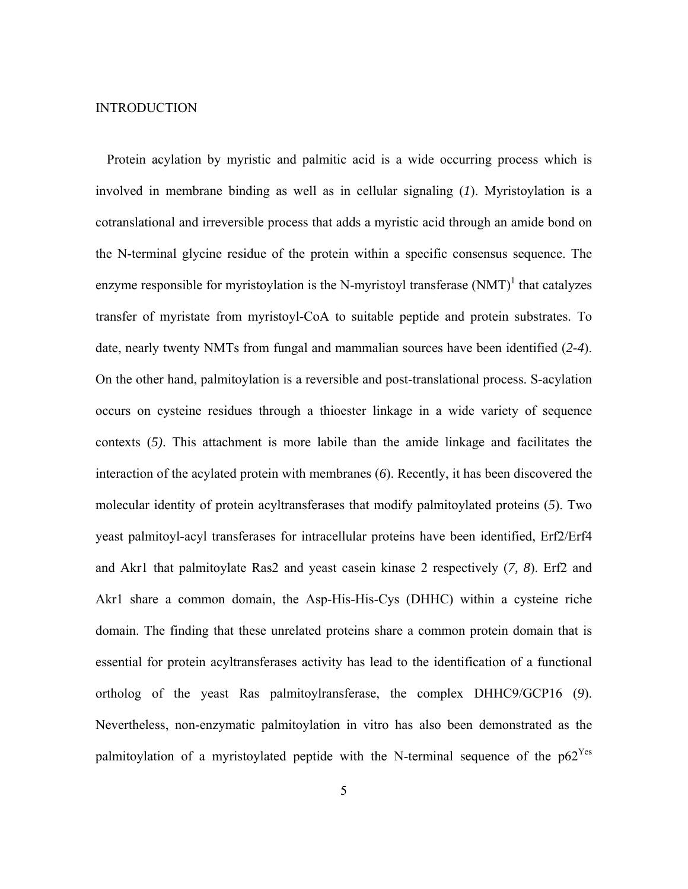## INTRODUCTION

Protein acylation by myristic and palmitic acid is a wide occurring process which is involved in membrane binding as well as in cellular signaling (*1*). Myristoylation is a cotranslational and irreversible process that adds a myristic acid through an amide bond on the N-terminal glycine residue of the protein within a specific consensus sequence. The enzyme responsible for myristoylation is the N-myristoyl transferase (NMT)[1] that catalyzes transfer of myristate from myristoyl-CoA to suitable peptide and protein substrates. To date, nearly twenty NMTs from fungal and mammalian sources have been identified (*2-4*). On the other hand, palmitoylation is a reversible and post-translational process. S-acylation occurs on cysteine residues through a thioester linkage in a wide variety of sequence contexts (*5)*. This attachment is more labile than the amide linkage and facilitates the interaction of the acylated protein with membranes (*6*). Recently, it has been discovered the molecular identity of protein acyltransferases that modify palmitoylated proteins (*5*). Two yeast palmitoyl-acyl transferases for intracellular proteins have been identified, Erf2/Erf4 and Akr1 that palmitoylate Ras2 and yeast casein kinase 2 respectively (*7, 8*). Erf2 and Akr1 share a common domain, the Asp-His-His-Cys (DHHC) within a cysteine riche domain. The finding that these unrelated proteins share a common protein domain that is essential for protein acyltransferases activity has lead to the identification of a functional ortholog of the yeast Ras palmitoylransferase, the complex DHHC9/GCP16 (*9*). Nevertheless, non-enzymatic palmitoylation in vitro has also been demonstrated as the palmitoylation of a myristoylated peptide with the N-terminal sequence of the p62[Yes]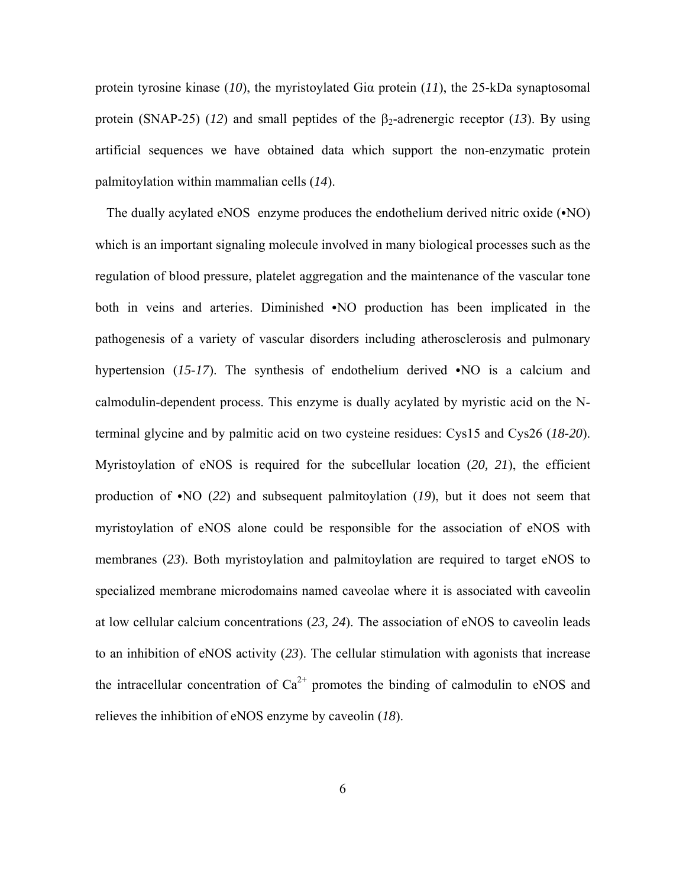protein tyrosine kinase (*10*), the myristoylated Giα protein (*11*), the 25-kDa synaptosomal protein (SNAP-25) (*12*) and small peptides of the $\beta_2$-adrenergic receptor (*13*). By using artificial sequences we have obtained data which support the non-enzymatic protein palmitoylation within mammalian cells (*14*).

The dually acylated eNOS enzyme produces the endothelium derived nitric oxide (•NO) which is an important signaling molecule involved in many biological processes such as the regulation of blood pressure, platelet aggregation and the maintenance of the vascular tone both in veins and arteries. Diminished •NO production has been implicated in the pathogenesis of a variety of vascular disorders including atherosclerosis and pulmonary hypertension (*15-17*). The synthesis of endothelium derived •NO is a calcium and calmodulin-dependent process. This enzyme is dually acylated by myristic acid on the N-terminal glycine and by palmitic acid on two cysteine residues: Cys15 and Cys26 (*18-20*). Myristoylation of eNOS is required for the subcellular location (*20, 21*), the efficient production of •NO (*22*) and subsequent palmitoylation (*19*), but it does not seem that myristoylation of eNOS alone could be responsible for the association of eNOS with membranes (*23*). Both myristoylation and palmitoylation are required to target eNOS to specialized membrane microdomains named caveolae where it is associated with caveolin at low cellular calcium concentrations (*23, 24*). The association of eNOS to caveolin leads to an inhibition of eNOS activity (*23*). The cellular stimulation with agonists that increase the intracellular concentration of $Ca^{2+}$ promotes the binding of calmodulin to eNOS and relieves the inhibition of eNOS enzyme by caveolin (*18*).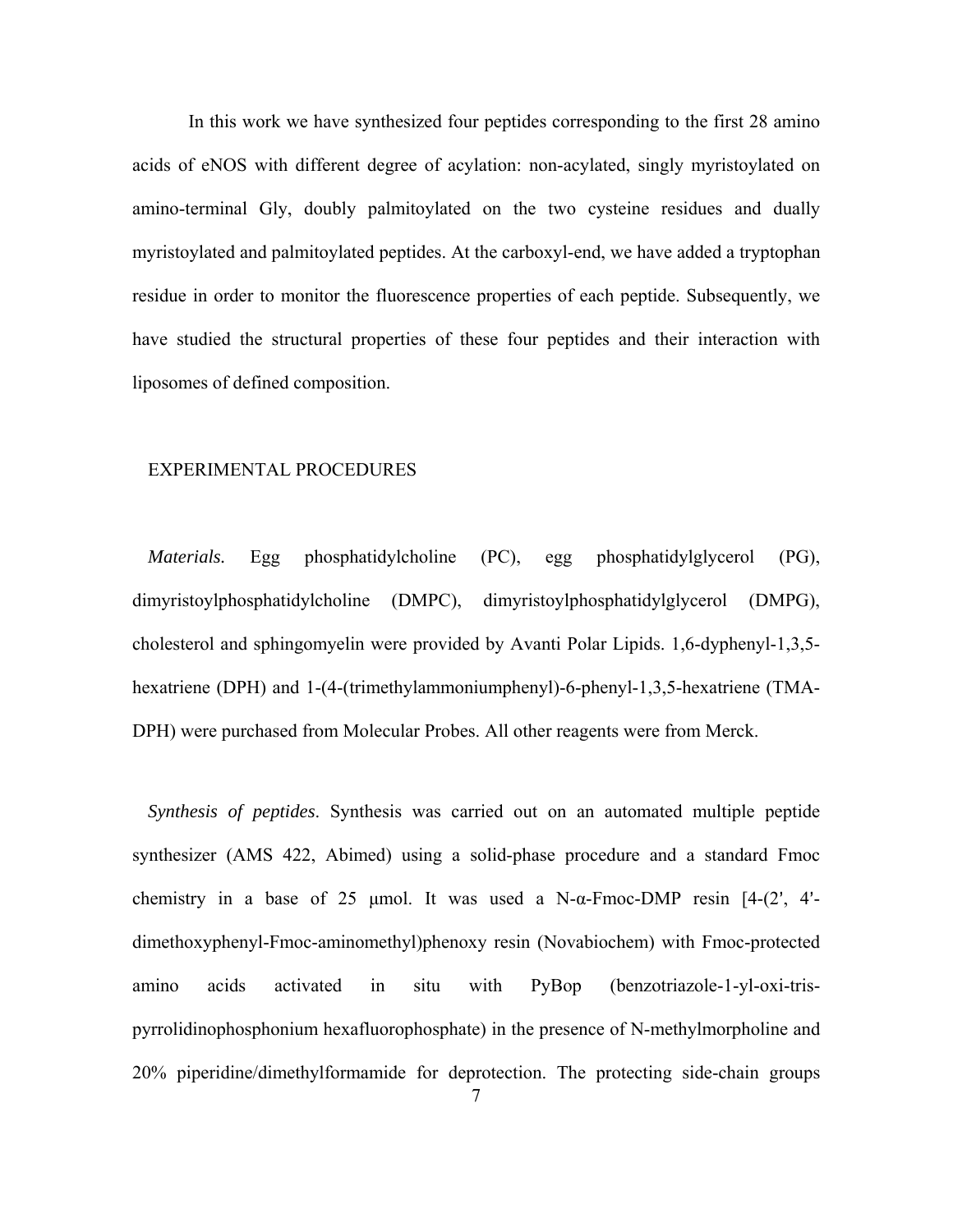In this work we have synthesized four peptides corresponding to the first 28 amino acids of eNOS with different degree of acylation: non-acylated, singly myristoylated on amino-terminal Gly, doubly palmitoylated on the two cysteine residues and dually myristoylated and palmitoylated peptides. At the carboxyl-end, we have added a tryptophan residue in order to monitor the fluorescence properties of each peptide. Subsequently, we have studied the structural properties of these four peptides and their interaction with liposomes of defined composition.

## EXPERIMENTAL PROCEDURES

*Materials.* Egg phosphatidylcholine (PC), egg phosphatidylglycerol (PG), dimyristoylphosphatidylcholine (DMPC), dimyristoylphosphatidylglycerol (DMPG), cholesterol and sphingomyelin were provided by Avanti Polar Lipids. 1,6-dyphenyl-1,3,5-hexatriene (DPH) and 1-(4-(trimethylammoniumphenyl)-6-phenyl-1,3,5-hexatriene (TMA-DPH) were purchased from Molecular Probes. All other reagents were from Merck.

*Synthesis of peptides*. Synthesis was carried out on an automated multiple peptide synthesizer (AMS 422, Abimed) using a solid-phase procedure and a standard Fmoc chemistry in a base of 25 μmol. It was used a N-α-Fmoc-DMP resin [4-(2', 4'-dimethoxyphenyl-Fmoc-aminomethyl)phenoxy resin (Novabiochem) with Fmoc-protected amino acids activated in situ with PyBop (benzotriazole-1-yl-oxi-tris-pyrrolidinophosphonium hexafluorophosphate) in the presence of N-methylmorpholine and 20% piperidine/dimethylformamide for deprotection. The protecting side-chain groups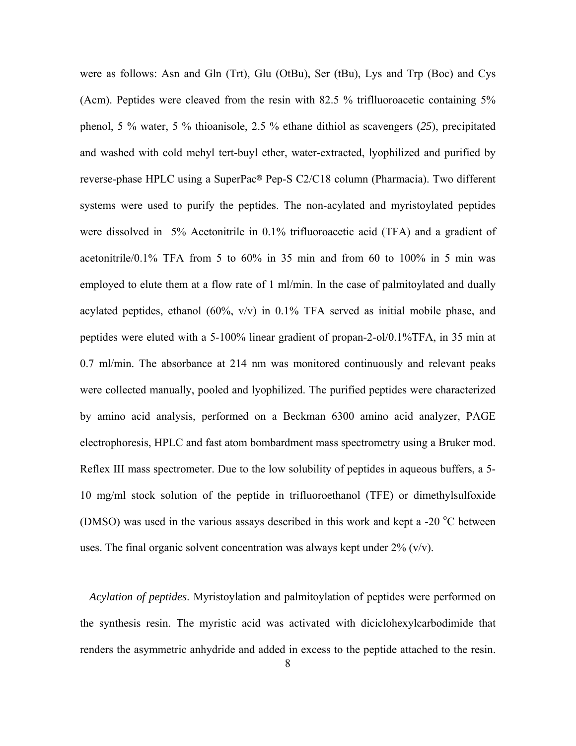were as follows: Asn and Gln (Trt), Glu (OtBu), Ser (tBu), Lys and Trp (Boc) and Cys (Acm). Peptides were cleaved from the resin with 82.5 % triflluoroacetic containing 5% phenol, 5 % water, 5 % thioanisole, 2.5 % ethane dithiol as scavengers (*25*), precipitated and washed with cold mehyl tert-buyl ether, water-extracted, lyophilized and purified by reverse-phase HPLC using a SuperPac® Pep-S C2/C18 column (Pharmacia). Two different systems were used to purify the peptides. The non-acylated and myristoylated peptides were dissolved in 5% Acetonitrile in 0.1% trifluoroacetic acid (TFA) and a gradient of acetonitrile/0.1% TFA from 5 to 60% in 35 min and from 60 to 100% in 5 min was employed to elute them at a flow rate of 1 ml/min. In the case of palmitoylated and dually acylated peptides, ethanol (60%, v/v) in 0.1% TFA served as initial mobile phase, and peptides were eluted with a 5-100% linear gradient of propan-2-ol/0.1%TFA, in 35 min at 0.7 ml/min. The absorbance at 214 nm was monitored continuously and relevant peaks were collected manually, pooled and lyophilized. The purified peptides were characterized by amino acid analysis, performed on a Beckman 6300 amino acid analyzer, PAGE electrophoresis, HPLC and fast atom bombardment mass spectrometry using a Bruker mod. Reflex III mass spectrometer. Due to the low solubility of peptides in aqueous buffers, a 5-10 mg/ml stock solution of the peptide in trifluoroethanol (TFE) or dimethylsulfoxide (DMSO) was used in the various assays described in this work and kept a -20 $^{o}$C between uses. The final organic solvent concentration was always kept under 2% (v/v).

*Acylation of peptides*. Myristoylation and palmitoylation of peptides were performed on the synthesis resin. The myristic acid was activated with diciclohexylcarbodimide that renders the asymmetric anhydride and added in excess to the peptide attached to the resin.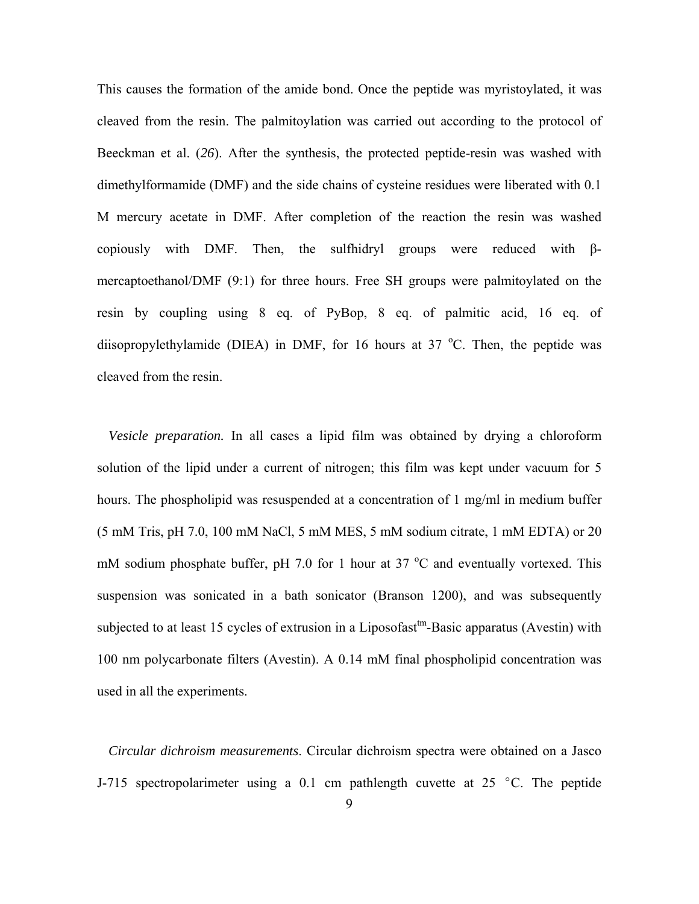This causes the formation of the amide bond. Once the peptide was myristoylated, it was cleaved from the resin. The palmitoylation was carried out according to the protocol of Beeckman et al. (*26*). After the synthesis, the protected peptide-resin was washed with dimethylformamide (DMF) and the side chains of cysteine residues were liberated with 0.1 M mercury acetate in DMF. After completion of the reaction the resin was washed copiously with DMF. Then, the sulfhidryl groups were reduced with β-mercaptoethanol/DMF (9:1) for three hours. Free SH groups were palmitoylated on the resin by coupling using 8 eq. of PyBop, 8 eq. of palmitic acid, 16 eq. of diisopropylethylamide (DIEA) in DMF, for 16 hours at 37 $^{o}$C. Then, the peptide was cleaved from the resin.

*Vesicle preparation.* In all cases a lipid film was obtained by drying a chloroform solution of the lipid under a current of nitrogen; this film was kept under vacuum for 5 hours. The phospholipid was resuspended at a concentration of 1 mg/ml in medium buffer (5 mM Tris, pH 7.0, 100 mM NaCl, 5 mM MES, 5 mM sodium citrate, 1 mM EDTA) or 20 mM sodium phosphate buffer, pH 7.0 for 1 hour at 37 $^{o}$C and eventually vortexed. This suspension was sonicated in a bath sonicator (Branson 1200), and was subsequently subjected to at least 15 cycles of extrusion in a Liposofast$^{tm}$-Basic apparatus (Avestin) with 100 nm polycarbonate filters (Avestin). A 0.14 mM final phospholipid concentration was used in all the experiments.

*Circular dichroism measurements*. Circular dichroism spectra were obtained on a Jasco J-715 spectropolarimeter using a 0.1 cm pathlength cuvette at 25 °C. The peptide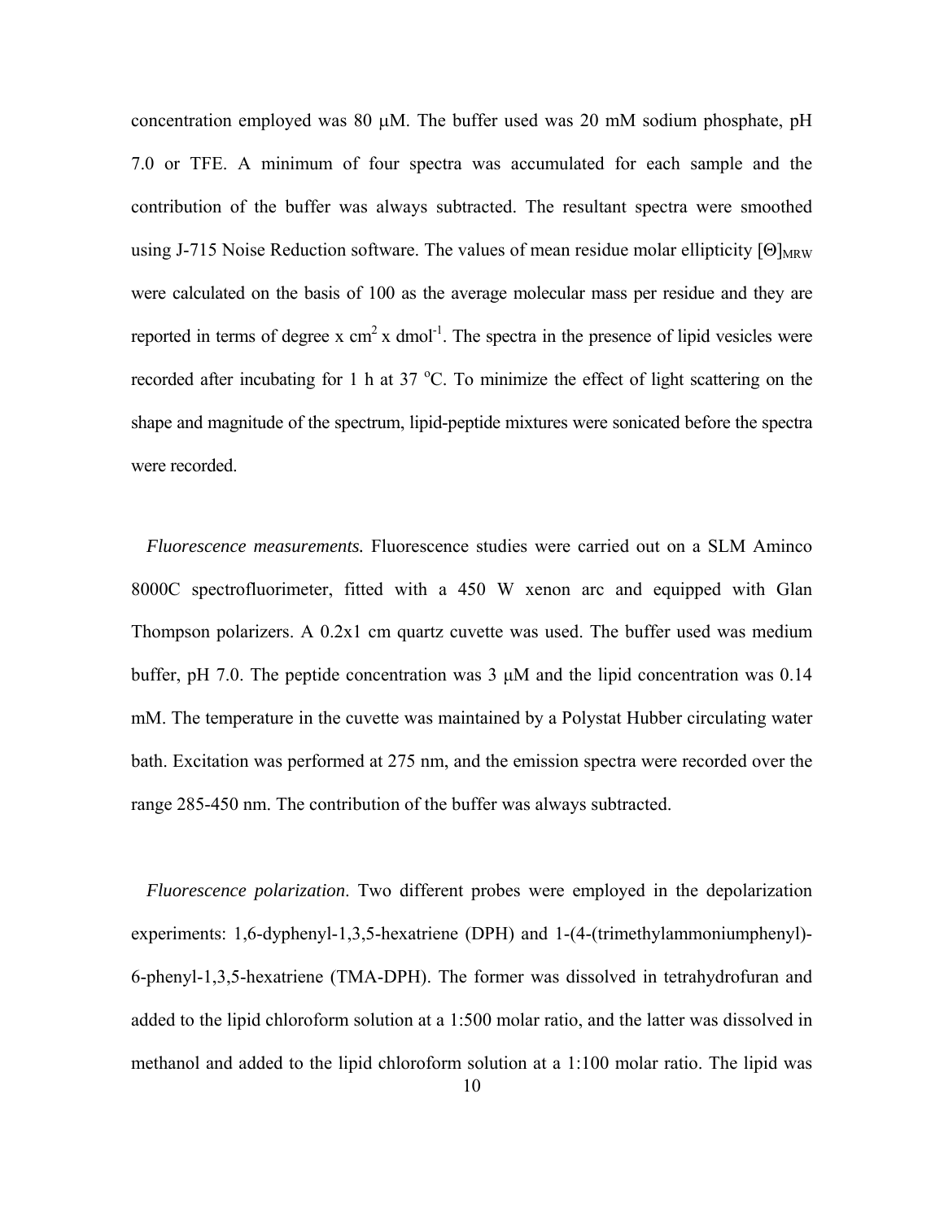concentration employed was 80 μM. The buffer used was 20 mM sodium phosphate, pH 7.0 or TFE. A minimum of four spectra was accumulated for each sample and the contribution of the buffer was always subtracted. The resultant spectra were smoothed using J-715 Noise Reduction software. The values of mean residue molar ellipticity $[\Theta]_{MRW}$ were calculated on the basis of 100 as the average molecular mass per residue and they are reported in terms of degree x $cm^2$ x $dmol^{-1}$. The spectra in the presence of lipid vesicles were recorded after incubating for 1 h at 37 $^oC$. To minimize the effect of light scattering on the shape and magnitude of the spectrum, lipid-peptide mixtures were sonicated before the spectra were recorded.

*Fluorescence measurements.* Fluorescence studies were carried out on a SLM Aminco 8000C spectrofluorimeter, fitted with a 450 W xenon arc and equipped with Glan Thompson polarizers. A 0.2x1 cm quartz cuvette was used. The buffer used was medium buffer, pH 7.0. The peptide concentration was 3 μM and the lipid concentration was 0.14 mM. The temperature in the cuvette was maintained by a Polystat Hubber circulating water bath. Excitation was performed at 275 nm, and the emission spectra were recorded over the range 285-450 nm. The contribution of the buffer was always subtracted.

*Fluorescence polarization*. Two different probes were employed in the depolarization experiments: 1,6-dyphenyl-1,3,5-hexatriene (DPH) and 1-(4-(trimethylammoniumphenyl)-6-phenyl-1,3,5-hexatriene (TMA-DPH). The former was dissolved in tetrahydrofuran and added to the lipid chloroform solution at a 1:500 molar ratio, and the latter was dissolved in methanol and added to the lipid chloroform solution at a 1:100 molar ratio. The lipid was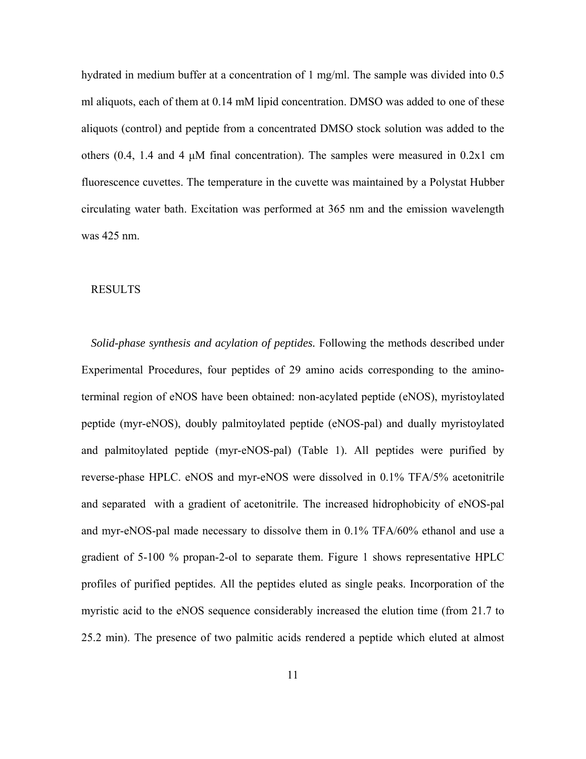hydrated in medium buffer at a concentration of 1 mg/ml. The sample was divided into 0.5 ml aliquots, each of them at 0.14 mM lipid concentration. DMSO was added to one of these aliquots (control) and peptide from a concentrated DMSO stock solution was added to the others (0.4, 1.4 and 4 μM final concentration). The samples were measured in 0.2x1 cm fluorescence cuvettes. The temperature in the cuvette was maintained by a Polystat Hubber circulating water bath. Excitation was performed at 365 nm and the emission wavelength was 425 nm.

## RESULTS

*Solid-phase synthesis and acylation of peptides.* Following the methods described under Experimental Procedures, four peptides of 29 amino acids corresponding to the amino-terminal region of eNOS have been obtained: non-acylated peptide (eNOS), myristoylated peptide (myr-eNOS), doubly palmitoylated peptide (eNOS-pal) and dually myristoylated and palmitoylated peptide (myr-eNOS-pal) (Table 1). All peptides were purified by reverse-phase HPLC. eNOS and myr-eNOS were dissolved in 0.1% TFA/5% acetonitrile and separated with a gradient of acetonitrile. The increased hidrophobicity of eNOS-pal and myr-eNOS-pal made necessary to dissolve them in 0.1% TFA/60% ethanol and use a gradient of 5-100 % propan-2-ol to separate them. Figure 1 shows representative HPLC profiles of purified peptides. All the peptides eluted as single peaks. Incorporation of the myristic acid to the eNOS sequence considerably increased the elution time (from 21.7 to 25.2 min). The presence of two palmitic acids rendered a peptide which eluted at almost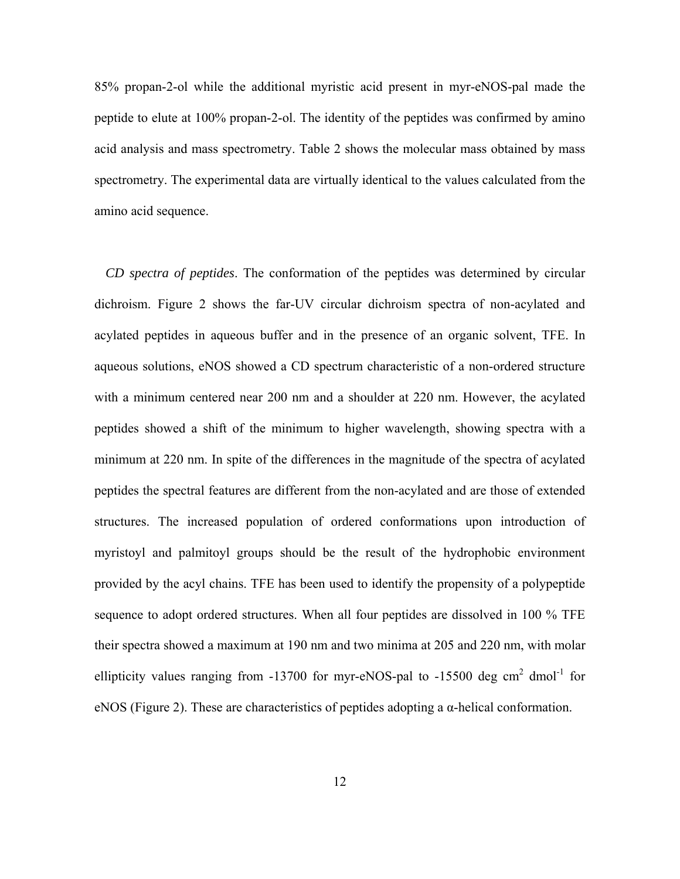85% propan-2-ol while the additional myristic acid present in myr-eNOS-pal made the peptide to elute at 100% propan-2-ol. The identity of the peptides was confirmed by amino acid analysis and mass spectrometry. Table 2 shows the molecular mass obtained by mass spectrometry. The experimental data are virtually identical to the values calculated from the amino acid sequence.

*CD spectra of peptides*. The conformation of the peptides was determined by circular dichroism. Figure 2 shows the far-UV circular dichroism spectra of non-acylated and acylated peptides in aqueous buffer and in the presence of an organic solvent, TFE. In aqueous solutions, eNOS showed a CD spectrum characteristic of a non-ordered structure with a minimum centered near 200 nm and a shoulder at 220 nm. However, the acylated peptides showed a shift of the minimum to higher wavelength, showing spectra with a minimum at 220 nm. In spite of the differences in the magnitude of the spectra of acylated peptides the spectral features are different from the non-acylated and are those of extended structures. The increased population of ordered conformations upon introduction of myristoyl and palmitoyl groups should be the result of the hydrophobic environment provided by the acyl chains. TFE has been used to identify the propensity of a polypeptide sequence to adopt ordered structures. When all four peptides are dissolved in 100 % TFE their spectra showed a maximum at 190 nm and two minima at 205 and 220 nm, with molar ellipticity values ranging from -13700 for myr-eNOS-pal to -15500 deg $cm^2$ $dmol^{-1}$ for eNOS (Figure 2). These are characteristics of peptides adopting a α-helical conformation.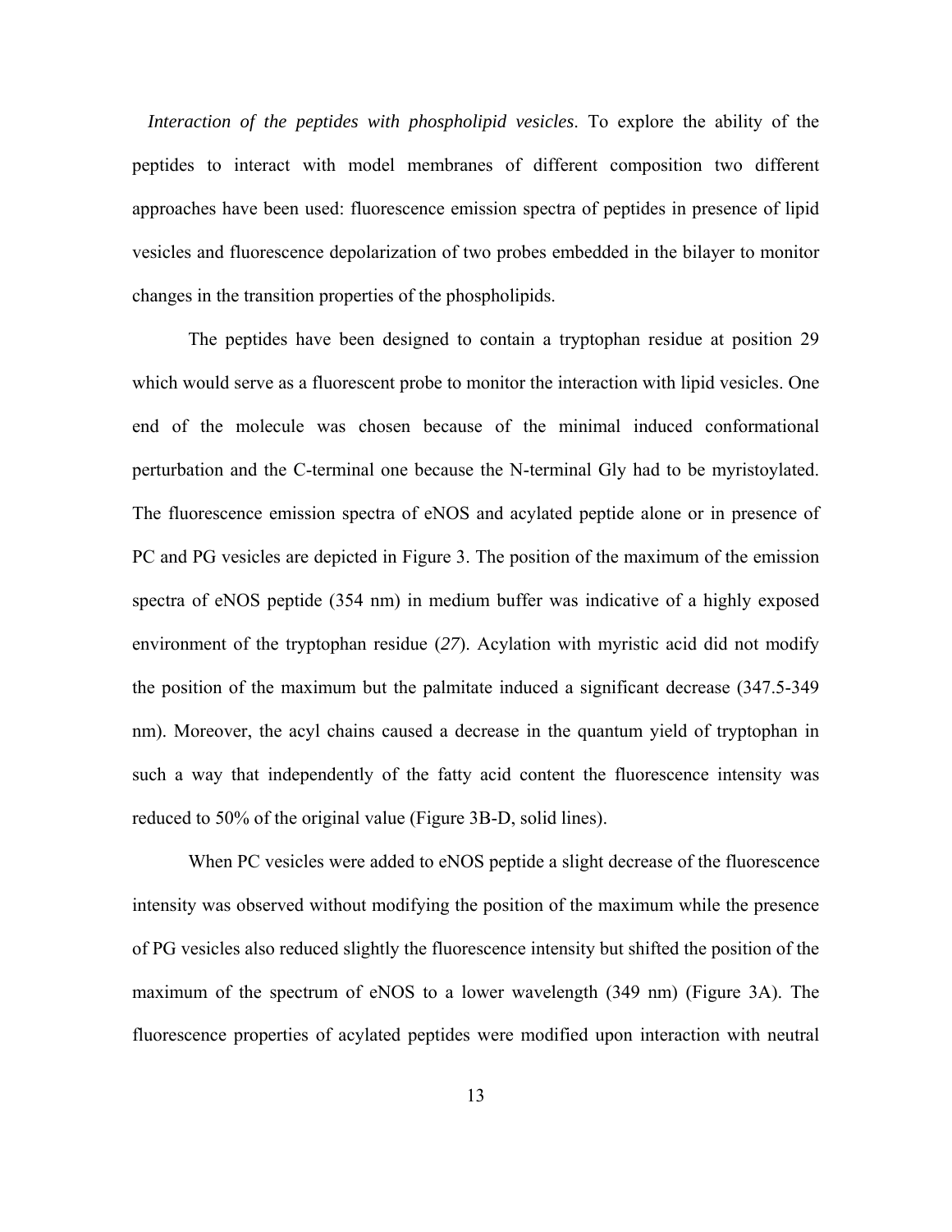*Interaction of the peptides with phospholipid vesicles*. To explore the ability of the peptides to interact with model membranes of different composition two different approaches have been used: fluorescence emission spectra of peptides in presence of lipid vesicles and fluorescence depolarization of two probes embedded in the bilayer to monitor changes in the transition properties of the phospholipids.

The peptides have been designed to contain a tryptophan residue at position 29 which would serve as a fluorescent probe to monitor the interaction with lipid vesicles. One end of the molecule was chosen because of the minimal induced conformational perturbation and the C-terminal one because the N-terminal Gly had to be myristoylated. The fluorescence emission spectra of eNOS and acylated peptide alone or in presence of PC and PG vesicles are depicted in Figure 3. The position of the maximum of the emission spectra of eNOS peptide (354 nm) in medium buffer was indicative of a highly exposed environment of the tryptophan residue (*27*). Acylation with myristic acid did not modify the position of the maximum but the palmitate induced a significant decrease (347.5-349 nm). Moreover, the acyl chains caused a decrease in the quantum yield of tryptophan in such a way that independently of the fatty acid content the fluorescence intensity was reduced to 50% of the original value (Figure 3B-D, solid lines).

When PC vesicles were added to eNOS peptide a slight decrease of the fluorescence intensity was observed without modifying the position of the maximum while the presence of PG vesicles also reduced slightly the fluorescence intensity but shifted the position of the maximum of the spectrum of eNOS to a lower wavelength (349 nm) (Figure 3A). The fluorescence properties of acylated peptides were modified upon interaction with neutral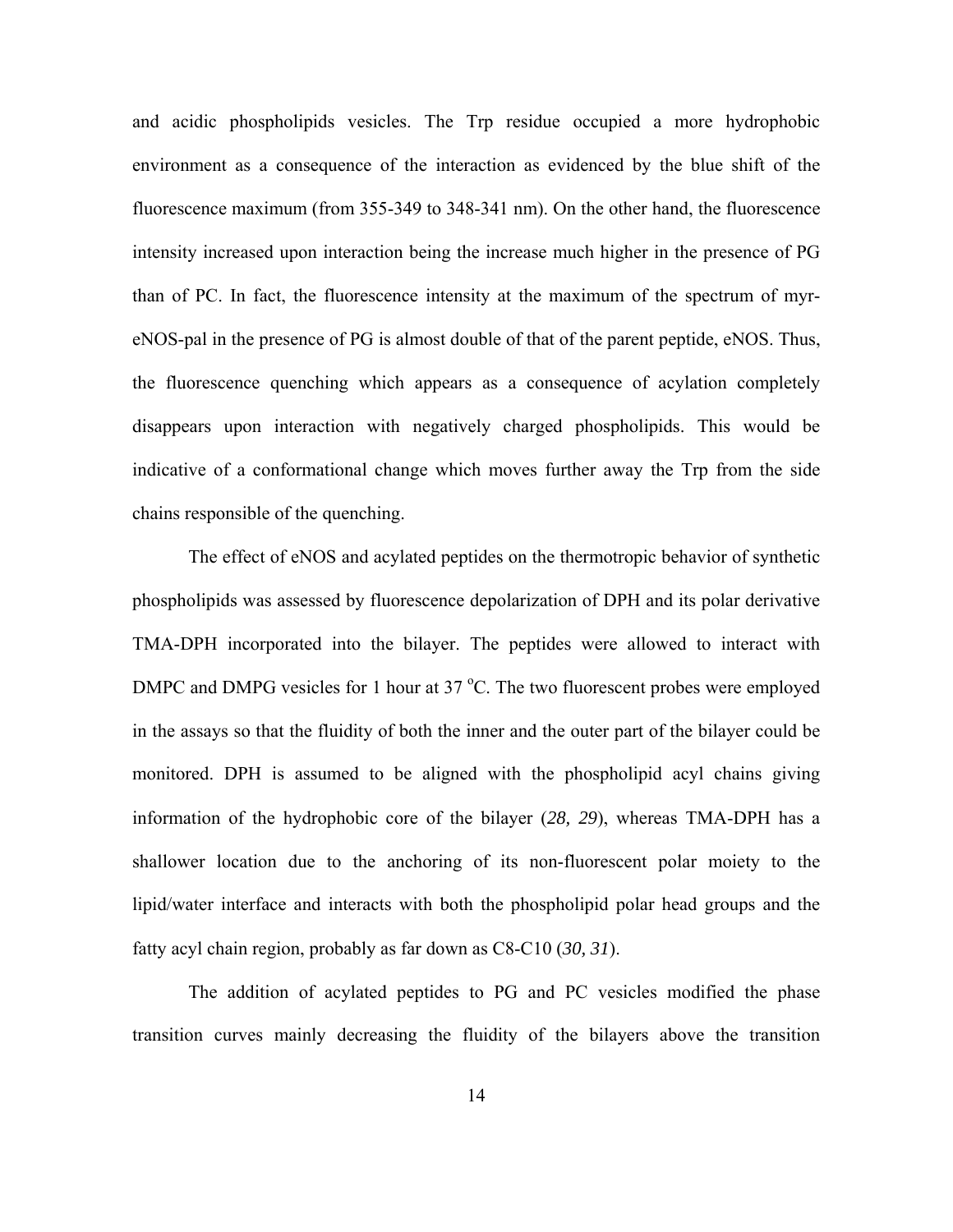and acidic phospholipids vesicles. The Trp residue occupied a more hydrophobic environment as a consequence of the interaction as evidenced by the blue shift of the fluorescence maximum (from 355-349 to 348-341 nm). On the other hand, the fluorescence intensity increased upon interaction being the increase much higher in the presence of PG than of PC. In fact, the fluorescence intensity at the maximum of the spectrum of myr-eNOS-pal in the presence of PG is almost double of that of the parent peptide, eNOS. Thus, the fluorescence quenching which appears as a consequence of acylation completely disappears upon interaction with negatively charged phospholipids. This would be indicative of a conformational change which moves further away the Trp from the side chains responsible of the quenching.

The effect of eNOS and acylated peptides on the thermotropic behavior of synthetic phospholipids was assessed by fluorescence depolarization of DPH and its polar derivative TMA-DPH incorporated into the bilayer. The peptides were allowed to interact with DMPC and DMPG vesicles for 1 hour at 37 $^{o}$C. The two fluorescent probes were employed in the assays so that the fluidity of both the inner and the outer part of the bilayer could be monitored. DPH is assumed to be aligned with the phospholipid acyl chains giving information of the hydrophobic core of the bilayer (*28, 29*), whereas TMA-DPH has a shallower location due to the anchoring of its non-fluorescent polar moiety to the lipid/water interface and interacts with both the phospholipid polar head groups and the fatty acyl chain region, probably as far down as C8-C10 (*30, 31*).

The addition of acylated peptides to PG and PC vesicles modified the phase transition curves mainly decreasing the fluidity of the bilayers above the transition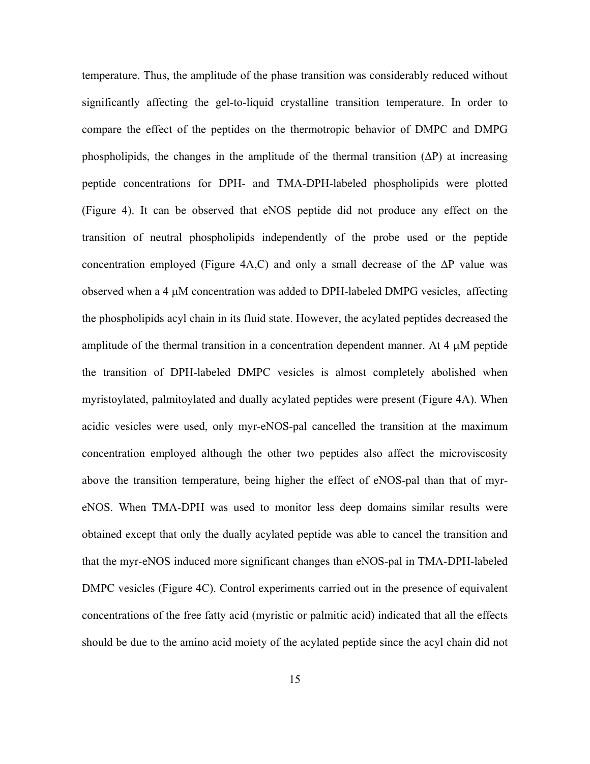temperature. Thus, the amplitude of the phase transition was considerably reduced without significantly affecting the gel-to-liquid crystalline transition temperature. In order to compare the effect of the peptides on the thermotropic behavior of DMPC and DMPG phospholipids, the changes in the amplitude of the thermal transition (ΔP) at increasing peptide concentrations for DPH- and TMA-DPH-labeled phospholipids were plotted (Figure 4). It can be observed that eNOS peptide did not produce any effect on the transition of neutral phospholipids independently of the probe used or the peptide concentration employed (Figure 4A,C) and only a small decrease of the ΔP value was observed when a 4 μM concentration was added to DPH-labeled DMPG vesicles, affecting the phospholipids acyl chain in its fluid state. However, the acylated peptides decreased the amplitude of the thermal transition in a concentration dependent manner. At 4 μM peptide the transition of DPH-labeled DMPC vesicles is almost completely abolished when myristoylated, palmitoylated and dually acylated peptides were present (Figure 4A). When acidic vesicles were used, only myr-eNOS-pal cancelled the transition at the maximum concentration employed although the other two peptides also affect the microviscosity above the transition temperature, being higher the effect of eNOS-pal than that of myr-eNOS. When TMA-DPH was used to monitor less deep domains similar results were obtained except that only the dually acylated peptide was able to cancel the transition and that the myr-eNOS induced more significant changes than eNOS-pal in TMA-DPH-labeled DMPC vesicles (Figure 4C). Control experiments carried out in the presence of equivalent concentrations of the free fatty acid (myristic or palmitic acid) indicated that all the effects should be due to the amino acid moiety of the acylated peptide since the acyl chain did not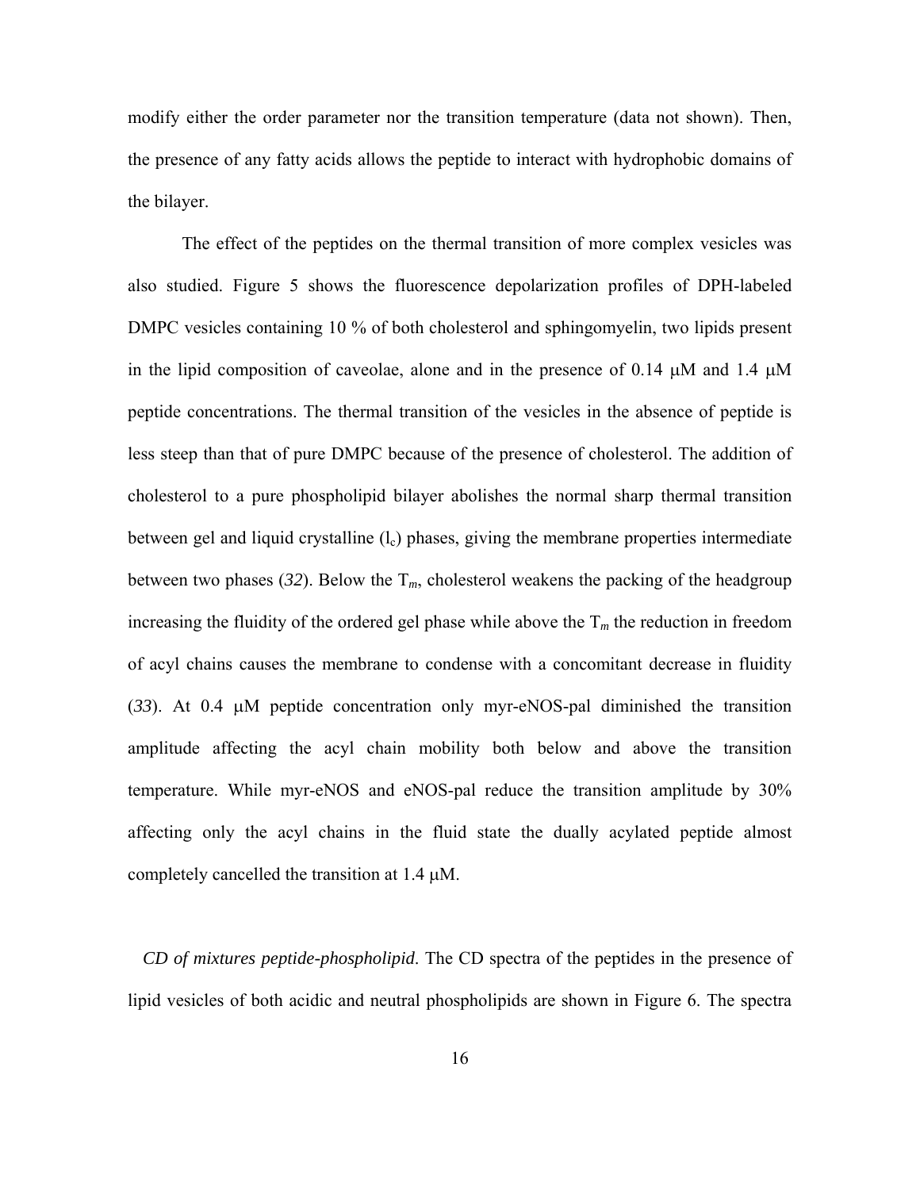modify either the order parameter nor the transition temperature (data not shown). Then, the presence of any fatty acids allows the peptide to interact with hydrophobic domains of the bilayer.

The effect of the peptides on the thermal transition of more complex vesicles was also studied. Figure 5 shows the fluorescence depolarization profiles of DPH-labeled DMPC vesicles containing 10 % of both cholesterol and sphingomyelin, two lipids present in the lipid composition of caveolae, alone and in the presence of 0.14 μM and 1.4 μM peptide concentrations. The thermal transition of the vesicles in the absence of peptide is less steep than that of pure DMPC because of the presence of cholesterol. The addition of cholesterol to a pure phospholipid bilayer abolishes the normal sharp thermal transition between gel and liquid crystalline ($l_c$) phases, giving the membrane properties intermediate between two phases (*32*). Below the $T_m$, cholesterol weakens the packing of the headgroup increasing the fluidity of the ordered gel phase while above the $T_m$ the reduction in freedom of acyl chains causes the membrane to condense with a concomitant decrease in fluidity (*33*). At 0.4 μM peptide concentration only myr-eNOS-pal diminished the transition amplitude affecting the acyl chain mobility both below and above the transition temperature. While myr-eNOS and eNOS-pal reduce the transition amplitude by 30% affecting only the acyl chains in the fluid state the dually acylated peptide almost completely cancelled the transition at 1.4 μM.

*CD of mixtures peptide-phospholipid*. The CD spectra of the peptides in the presence of lipid vesicles of both acidic and neutral phospholipids are shown in Figure 6. The spectra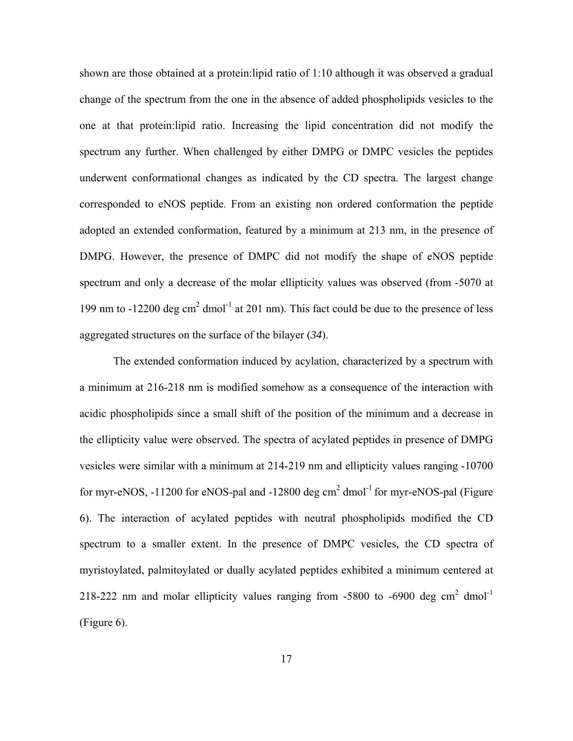shown are those obtained at a protein:lipid ratio of 1:10 although it was observed a gradual change of the spectrum from the one in the absence of added phospholipids vesicles to the one at that protein:lipid ratio. Increasing the lipid concentration did not modify the spectrum any further. When challenged by either DMPG or DMPC vesicles the peptides underwent conformational changes as indicated by the CD spectra. The largest change corresponded to eNOS peptide. From an existing non ordered conformation the peptide adopted an extended conformation, featured by a minimum at 213 nm, in the presence of DMPG. However, the presence of DMPC did not modify the shape of eNOS peptide spectrum and only a decrease of the molar ellipticity values was observed (from -5070 at 199 nm to -12200 deg cm$^2$ dmol$^{-1}$ at 201 nm). This fact could be due to the presence of less aggregated structures on the surface of the bilayer (*34*).

The extended conformation induced by acylation, characterized by a spectrum with a minimum at 216-218 nm is modified somehow as a consequence of the interaction with acidic phospholipids since a small shift of the position of the minimum and a decrease in the ellipticity value were observed. The spectra of acylated peptides in presence of DMPG vesicles were similar with a minimum at 214-219 nm and ellipticity values ranging -10700 for myr-eNOS, -11200 for eNOS-pal and -12800 deg cm$^2$ dmol$^{-1}$ for myr-eNOS-pal (Figure 6). The interaction of acylated peptides with neutral phospholipids modified the CD spectrum to a smaller extent. In the presence of DMPC vesicles, the CD spectra of myristoylated, palmitoylated or dually acylated peptides exhibited a minimum centered at 218-222 nm and molar ellipticity values ranging from -5800 to -6900 deg cm$^2$ dmol$^{-1}$ (Figure 6).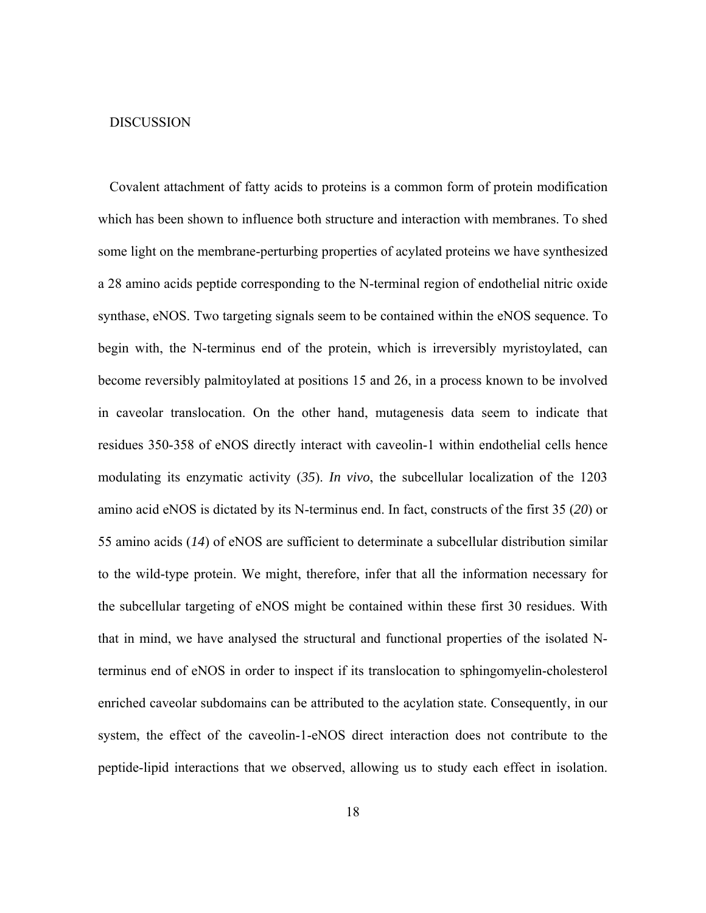## DISCUSSION

Covalent attachment of fatty acids to proteins is a common form of protein modification which has been shown to influence both structure and interaction with membranes. To shed some light on the membrane-perturbing properties of acylated proteins we have synthesized a 28 amino acids peptide corresponding to the N-terminal region of endothelial nitric oxide synthase, eNOS. Two targeting signals seem to be contained within the eNOS sequence. To begin with, the N-terminus end of the protein, which is irreversibly myristoylated, can become reversibly palmitoylated at positions 15 and 26, in a process known to be involved in caveolar translocation. On the other hand, mutagenesis data seem to indicate that residues 350-358 of eNOS directly interact with caveolin-1 within endothelial cells hence modulating its enzymatic activity (*35*). *In vivo*, the subcellular localization of the 1203 amino acid eNOS is dictated by its N-terminus end. In fact, constructs of the first 35 (*20*) or 55 amino acids (*14*) of eNOS are sufficient to determinate a subcellular distribution similar to the wild-type protein. We might, therefore, infer that all the information necessary for the subcellular targeting of eNOS might be contained within these first 30 residues. With that in mind, we have analysed the structural and functional properties of the isolated N-terminus end of eNOS in order to inspect if its translocation to sphingomyelin-cholesterol enriched caveolar subdomains can be attributed to the acylation state. Consequently, in our system, the effect of the caveolin-1-eNOS direct interaction does not contribute to the peptide-lipid interactions that we observed, allowing us to study each effect in isolation.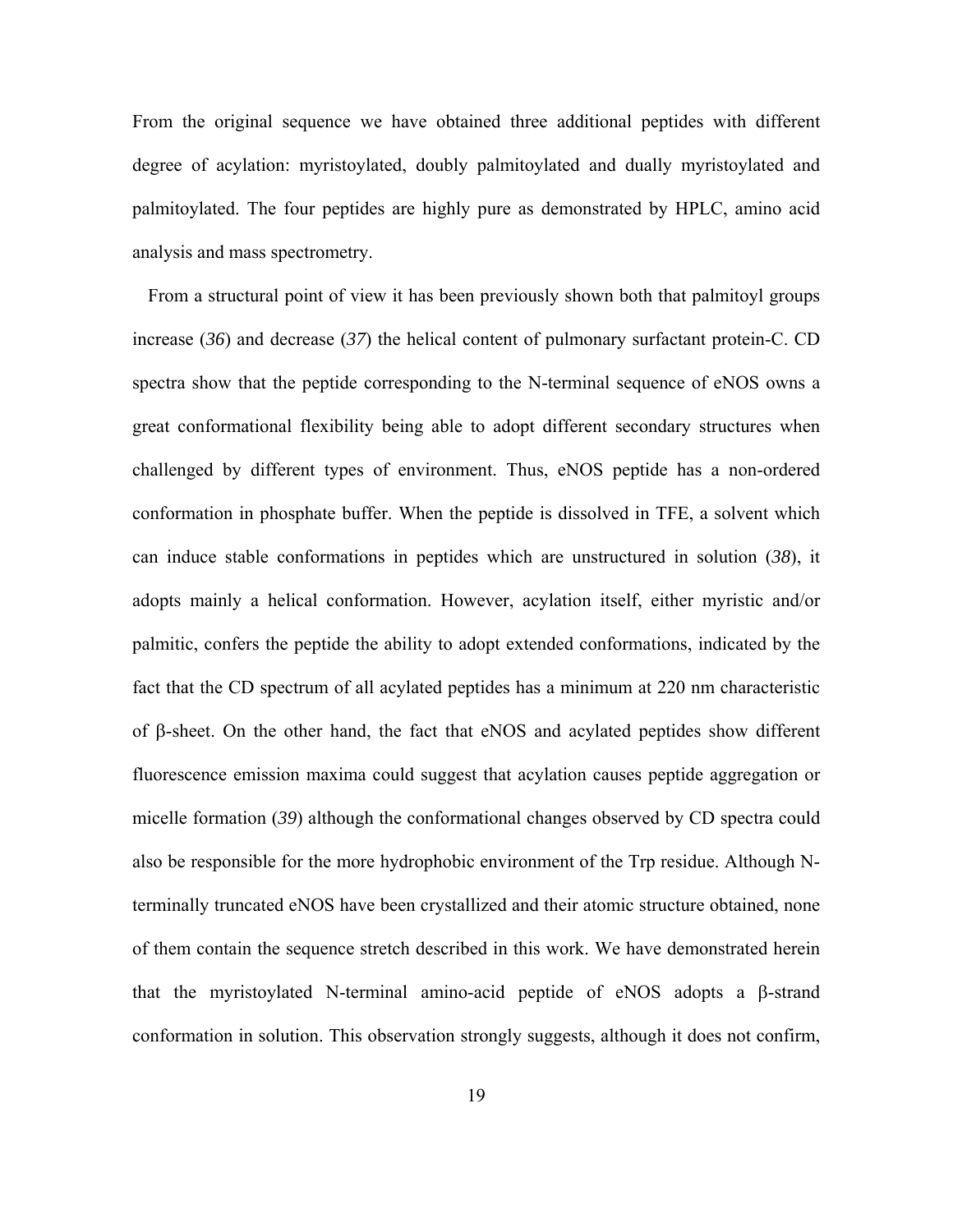From the original sequence we have obtained three additional peptides with different degree of acylation: myristoylated, doubly palmitoylated and dually myristoylated and palmitoylated. The four peptides are highly pure as demonstrated by HPLC, amino acid analysis and mass spectrometry.

From a structural point of view it has been previously shown both that palmitoyl groups increase (*36*) and decrease (*37*) the helical content of pulmonary surfactant protein-C. CD spectra show that the peptide corresponding to the N-terminal sequence of eNOS owns a great conformational flexibility being able to adopt different secondary structures when challenged by different types of environment. Thus, eNOS peptide has a non-ordered conformation in phosphate buffer. When the peptide is dissolved in TFE, a solvent which can induce stable conformations in peptides which are unstructured in solution (*38*), it adopts mainly a helical conformation. However, acylation itself, either myristic and/or palmitic, confers the peptide the ability to adopt extended conformations, indicated by the fact that the CD spectrum of all acylated peptides has a minimum at 220 nm characteristic of β-sheet. On the other hand, the fact that eNOS and acylated peptides show different fluorescence emission maxima could suggest that acylation causes peptide aggregation or micelle formation (*39*) although the conformational changes observed by CD spectra could also be responsible for the more hydrophobic environment of the Trp residue. Although N-terminally truncated eNOS have been crystallized and their atomic structure obtained, none of them contain the sequence stretch described in this work. We have demonstrated herein that the myristoylated N-terminal amino-acid peptide of eNOS adopts a β-strand conformation in solution. This observation strongly suggests, although it does not confirm,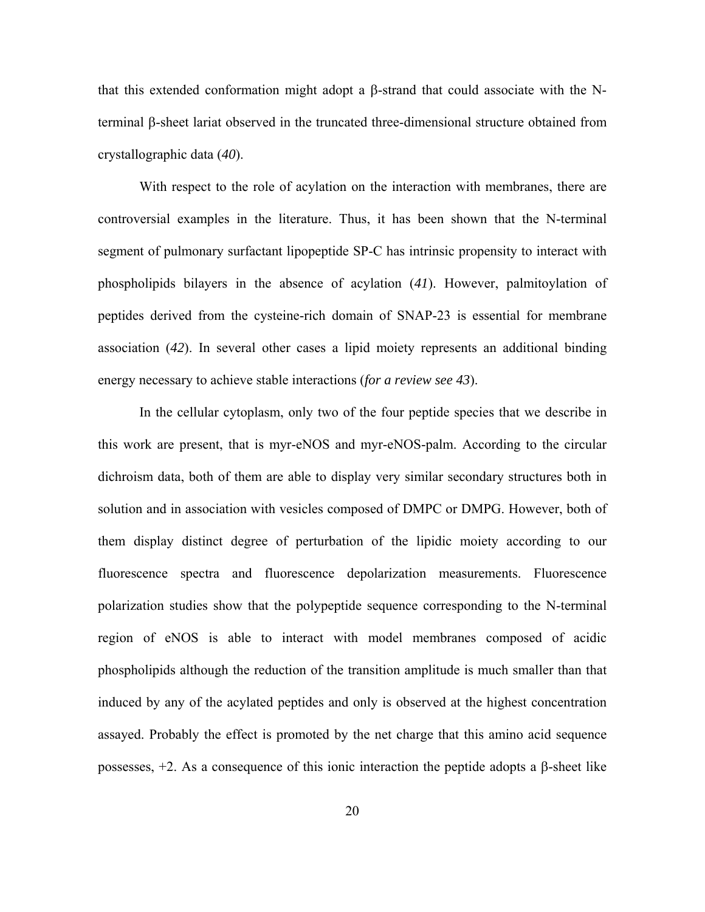that this extended conformation might adopt a β-strand that could associate with the N-terminal β-sheet lariat observed in the truncated three-dimensional structure obtained from crystallographic data (*40*).

With respect to the role of acylation on the interaction with membranes, there are controversial examples in the literature. Thus, it has been shown that the N-terminal segment of pulmonary surfactant lipopeptide SP-C has intrinsic propensity to interact with phospholipids bilayers in the absence of acylation (*41*). However, palmitoylation of peptides derived from the cysteine-rich domain of SNAP-23 is essential for membrane association (*42*). In several other cases a lipid moiety represents an additional binding energy necessary to achieve stable interactions (*for a review see 43*).

In the cellular cytoplasm, only two of the four peptide species that we describe in this work are present, that is myr-eNOS and myr-eNOS-palm. According to the circular dichroism data, both of them are able to display very similar secondary structures both in solution and in association with vesicles composed of DMPC or DMPG. However, both of them display distinct degree of perturbation of the lipidic moiety according to our fluorescence spectra and fluorescence depolarization measurements. Fluorescence polarization studies show that the polypeptide sequence corresponding to the N-terminal region of eNOS is able to interact with model membranes composed of acidic phospholipids although the reduction of the transition amplitude is much smaller than that induced by any of the acylated peptides and only is observed at the highest concentration assayed. Probably the effect is promoted by the net charge that this amino acid sequence possesses, +2. As a consequence of this ionic interaction the peptide adopts a β-sheet like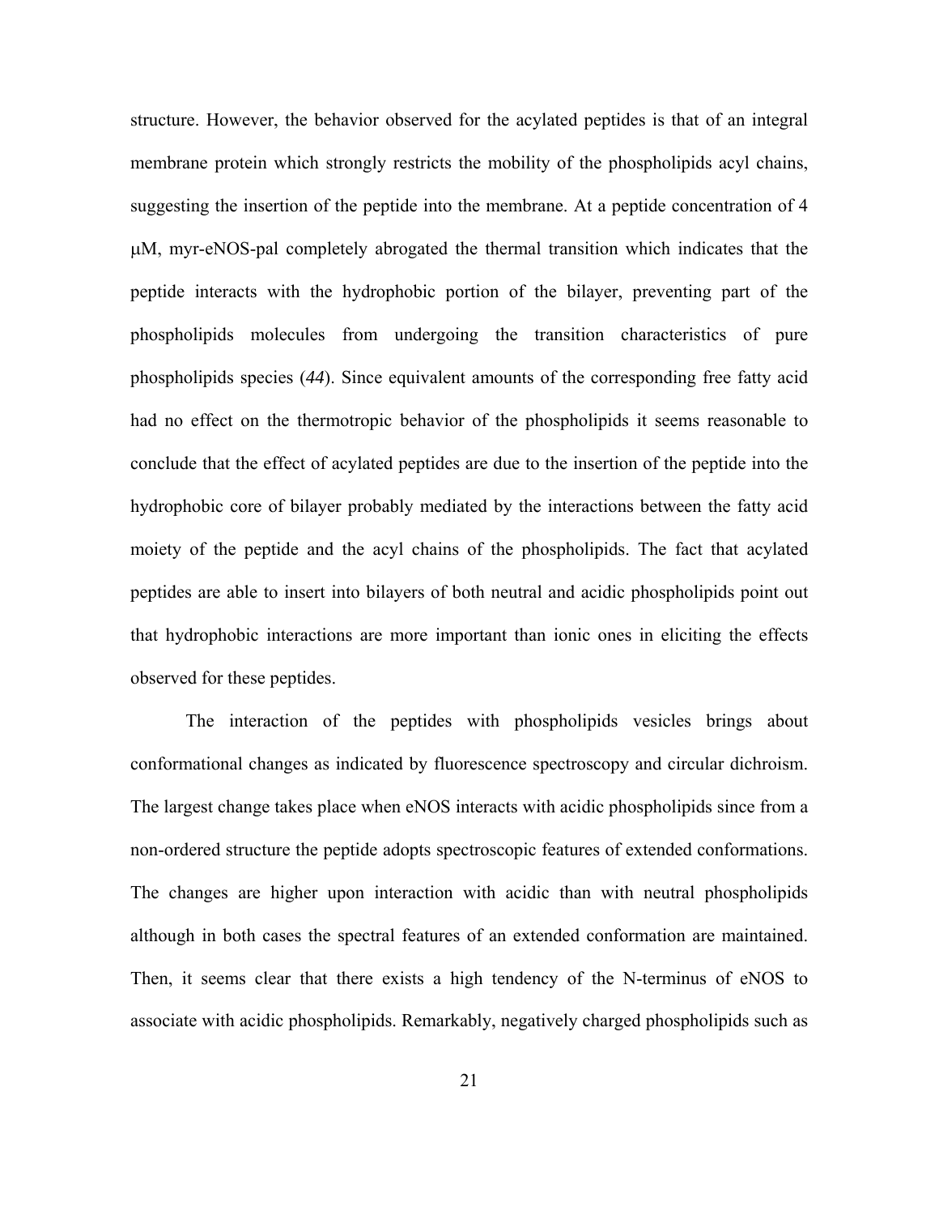structure. However, the behavior observed for the acylated peptides is that of an integral membrane protein which strongly restricts the mobility of the phospholipids acyl chains, suggesting the insertion of the peptide into the membrane. At a peptide concentration of 4 μM, myr-eNOS-pal completely abrogated the thermal transition which indicates that the peptide interacts with the hydrophobic portion of the bilayer, preventing part of the phospholipids molecules from undergoing the transition characteristics of pure phospholipids species (*44*). Since equivalent amounts of the corresponding free fatty acid had no effect on the thermotropic behavior of the phospholipids it seems reasonable to conclude that the effect of acylated peptides are due to the insertion of the peptide into the hydrophobic core of bilayer probably mediated by the interactions between the fatty acid moiety of the peptide and the acyl chains of the phospholipids. The fact that acylated peptides are able to insert into bilayers of both neutral and acidic phospholipids point out that hydrophobic interactions are more important than ionic ones in eliciting the effects observed for these peptides.

The interaction of the peptides with phospholipids vesicles brings about conformational changes as indicated by fluorescence spectroscopy and circular dichroism. The largest change takes place when eNOS interacts with acidic phospholipids since from a non-ordered structure the peptide adopts spectroscopic features of extended conformations. The changes are higher upon interaction with acidic than with neutral phospholipids although in both cases the spectral features of an extended conformation are maintained. Then, it seems clear that there exists a high tendency of the N-terminus of eNOS to associate with acidic phospholipids. Remarkably, negatively charged phospholipids such as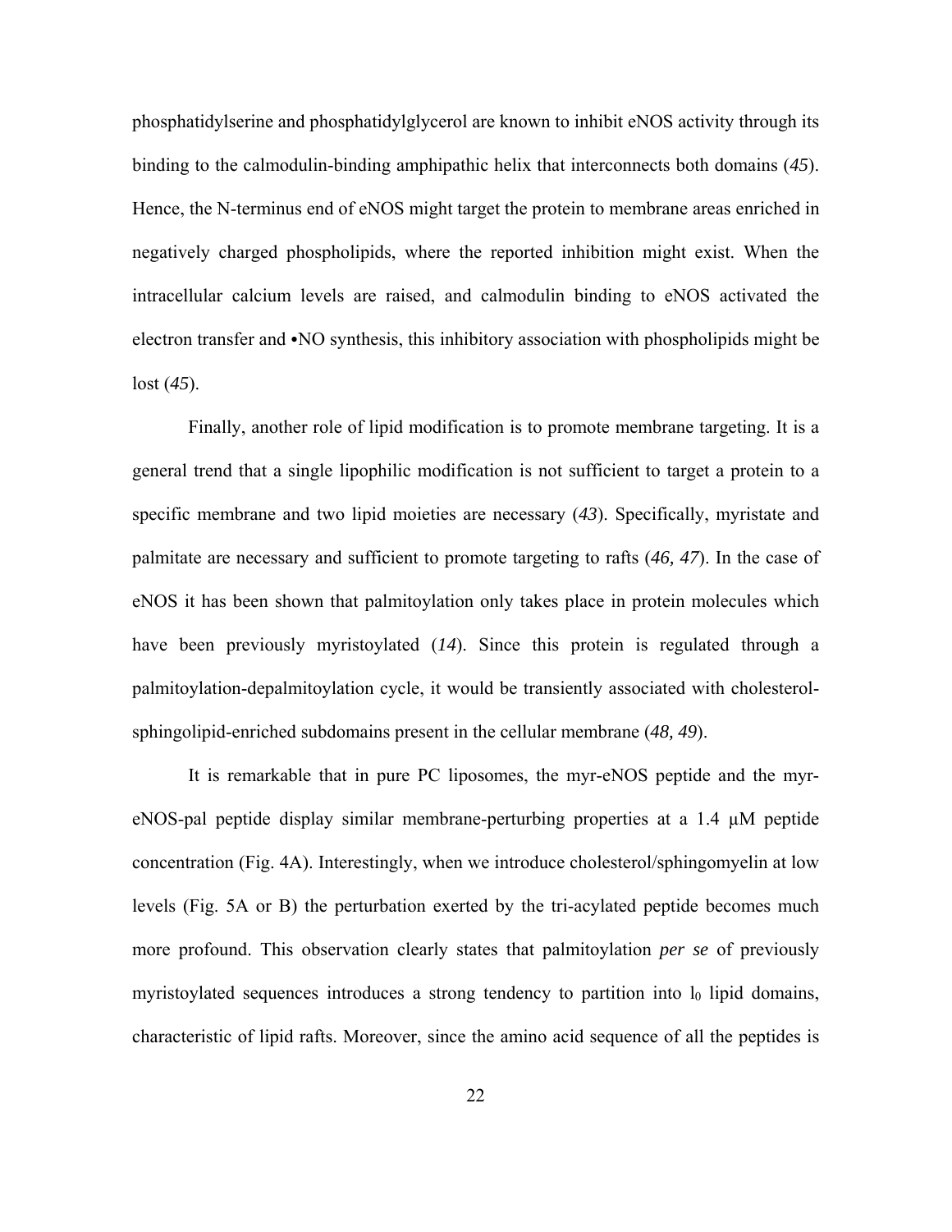phosphatidylserine and phosphatidylglycerol are known to inhibit eNOS activity through its binding to the calmodulin-binding amphipathic helix that interconnects both domains (*45*). Hence, the N-terminus end of eNOS might target the protein to membrane areas enriched in negatively charged phospholipids, where the reported inhibition might exist. When the intracellular calcium levels are raised, and calmodulin binding to eNOS activated the electron transfer and •NO synthesis, this inhibitory association with phospholipids might be lost (*45*).

Finally, another role of lipid modification is to promote membrane targeting. It is a general trend that a single lipophilic modification is not sufficient to target a protein to a specific membrane and two lipid moieties are necessary (*43*). Specifically, myristate and palmitate are necessary and sufficient to promote targeting to rafts (*46, 47*). In the case of eNOS it has been shown that palmitoylation only takes place in protein molecules which have been previously myristoylated (*14*). Since this protein is regulated through a palmitoylation-depalmitoylation cycle, it would be transiently associated with cholesterol-sphingolipid-enriched subdomains present in the cellular membrane (*48, 49*).

It is remarkable that in pure PC liposomes, the myr-eNOS peptide and the myr-eNOS-pal peptide display similar membrane-perturbing properties at a 1.4 µM peptide concentration (Fig. 4A). Interestingly, when we introduce cholesterol/sphingomyelin at low levels (Fig. 5A or B) the perturbation exerted by the tri-acylated peptide becomes much more profound. This observation clearly states that palmitoylation *per se* of previously myristoylated sequences introduces a strong tendency to partition into $l_0$ lipid domains, characteristic of lipid rafts. Moreover, since the amino acid sequence of all the peptides is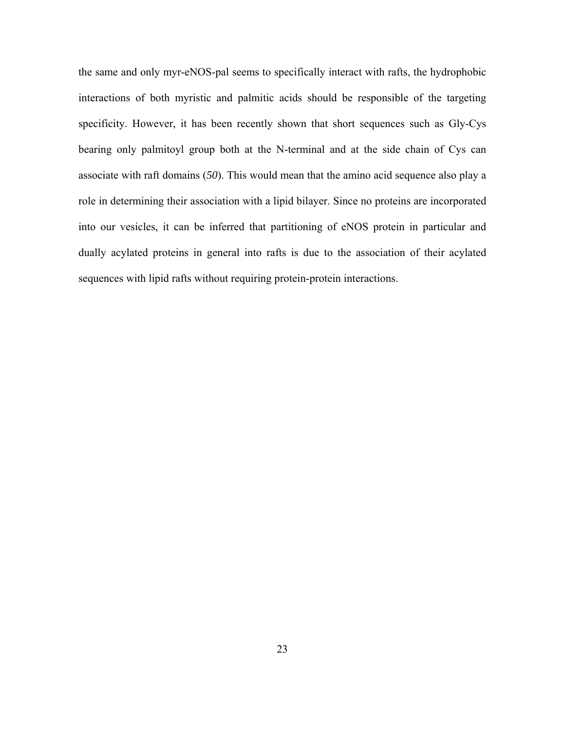the same and only myr-eNOS-pal seems to specifically interact with rafts, the hydrophobic interactions of both myristic and palmitic acids should be responsible of the targeting specificity. However, it has been recently shown that short sequences such as Gly-Cys bearing only palmitoyl group both at the N-terminal and at the side chain of Cys can associate with raft domains (*50*). This would mean that the amino acid sequence also play a role in determining their association with a lipid bilayer. Since no proteins are incorporated into our vesicles, it can be inferred that partitioning of eNOS protein in particular and dually acylated proteins in general into rafts is due to the association of their acylated sequences with lipid rafts without requiring protein-protein interactions.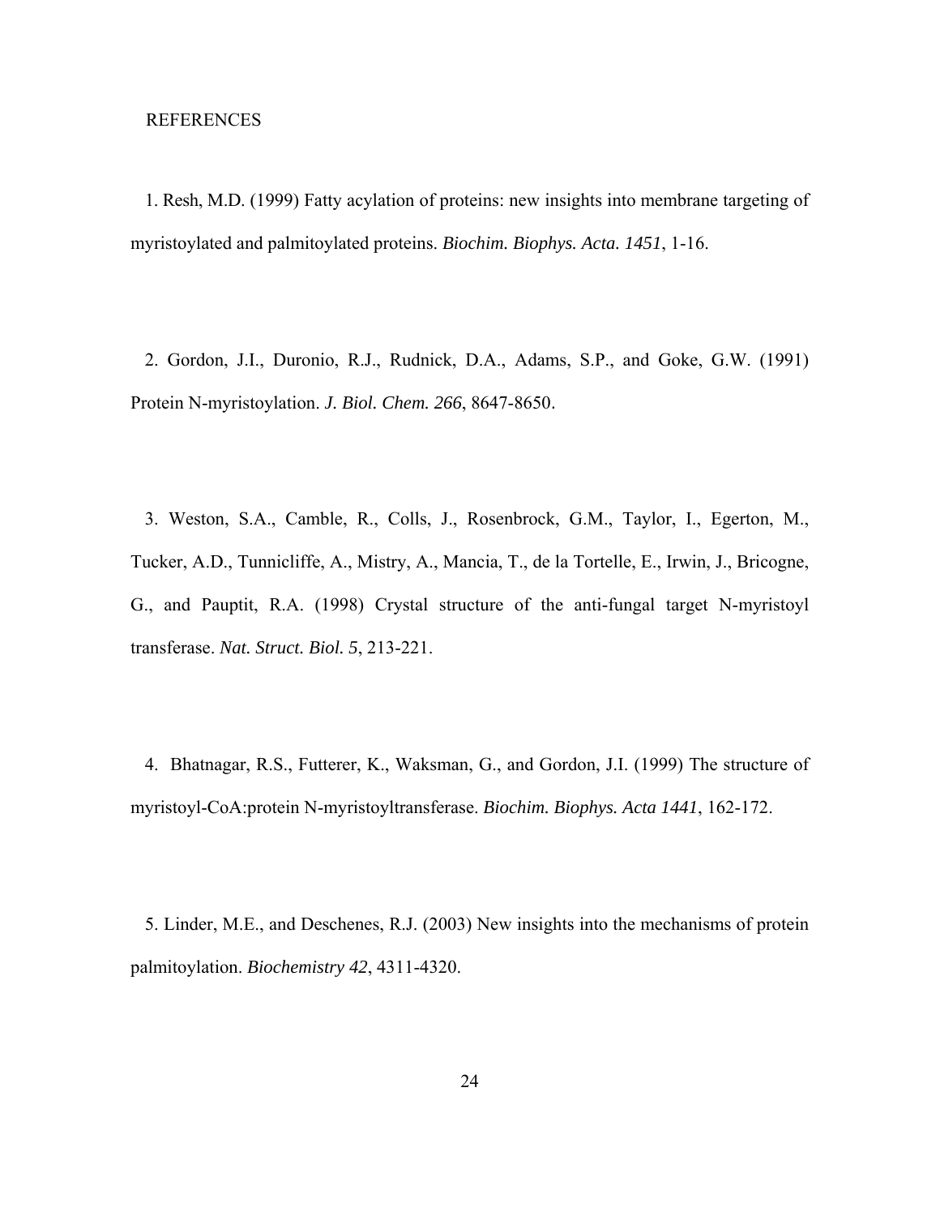REFERENCES

1. Resh, M.D. (1999) Fatty acylation of proteins: new insights into membrane targeting of myristoylated and palmitoylated proteins. *Biochim. Biophys. Acta. 1451*, 1-16.

2. Gordon, J.I., Duronio, R.J., Rudnick, D.A., Adams, S.P., and Goke, G.W. (1991) Protein N-myristoylation. *J. Biol. Chem. 266*, 8647-8650.

3. Weston, S.A., Camble, R., Colls, J., Rosenbrock, G.M., Taylor, I., Egerton, M., Tucker, A.D., Tunnicliffe, A., Mistry, A., Mancia, T., de la Tortelle, E., Irwin, J., Bricogne, G., and Pauptit, R.A. (1998) Crystal structure of the anti-fungal target N-myristoyl transferase. *Nat. Struct. Biol. 5*, 213-221.

4. Bhatnagar, R.S., Futterer, K., Waksman, G., and Gordon, J.I. (1999) The structure of myristoyl-CoA:protein N-myristoyltransferase. *Biochim. Biophys. Acta 1441*, 162-172.

5. Linder, M.E., and Deschenes, R.J. (2003) New insights into the mechanisms of protein palmitoylation. *Biochemistry 42*, 4311-4320.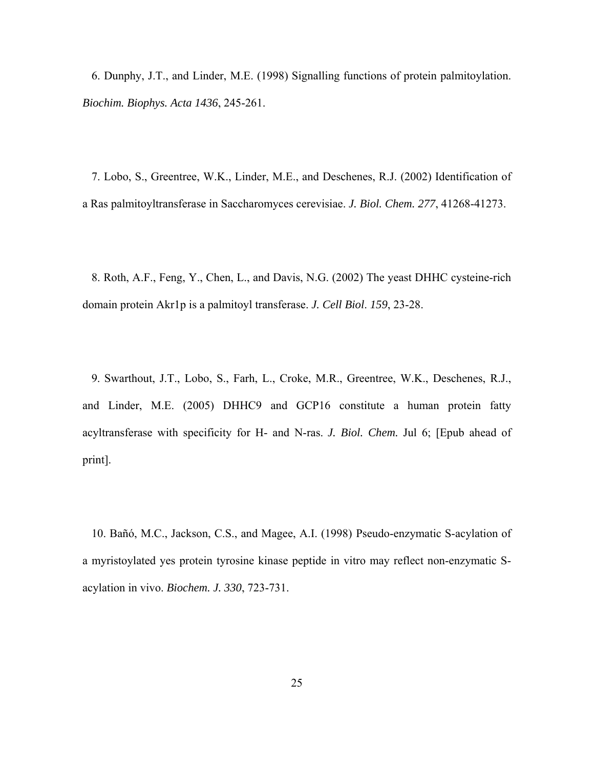6. Dunphy, J.T., and Linder, M.E. (1998) Signalling functions of protein palmitoylation. *Biochim. Biophys. Acta 1436*, 245-261.

7. Lobo, S., Greentree, W.K., Linder, M.E., and Deschenes, R.J. (2002) Identification of a Ras palmitoyltransferase in Saccharomyces cerevisiae. *J. Biol. Chem. 277*, 41268-41273.

8. Roth, A.F., Feng, Y., Chen, L., and Davis, N.G. (2002) The yeast DHHC cysteine-rich domain protein Akr1p is a palmitoyl transferase. *J. Cell Biol*. *159*, 23-28.

9. Swarthout, J.T., Lobo, S., Farh, L., Croke, M.R., Greentree, W.K., Deschenes, R.J., and Linder, M.E. (2005) DHHC9 and GCP16 constitute a human protein fatty acyltransferase with specificity for H- and N-ras. *J. Biol. Chem.* Jul 6; [Epub ahead of print].

10. Bañó, M.C., Jackson, C.S., and Magee, A.I. (1998) Pseudo-enzymatic S-acylation of a myristoylated yes protein tyrosine kinase peptide in vitro may reflect non-enzymatic S-acylation in vivo. *Biochem. J. 330*, 723-731.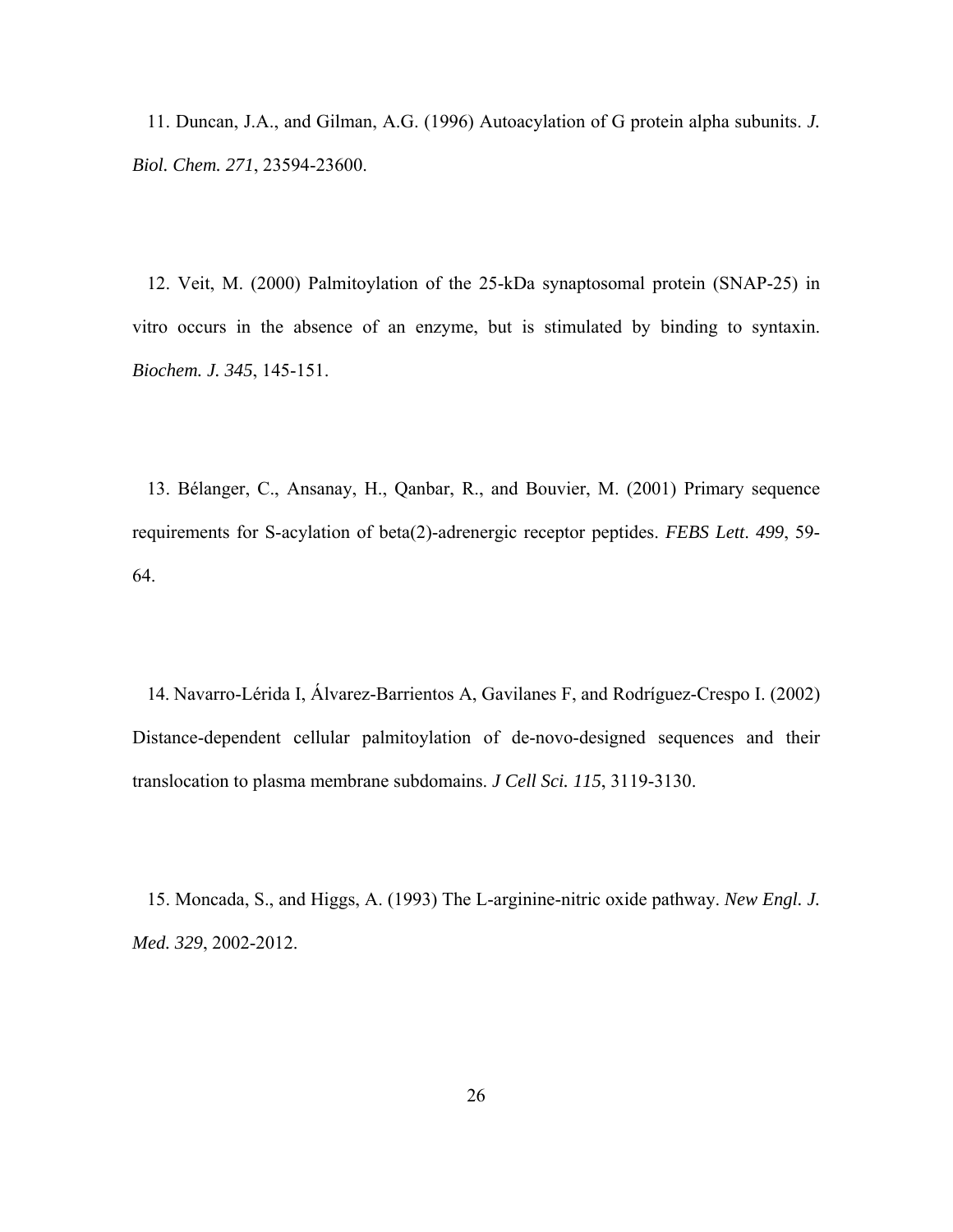11. Duncan, J.A., and Gilman, A.G. (1996) Autoacylation of G protein alpha subunits. *J. Biol. Chem. 271*, 23594-23600.

12. Veit, M. (2000) Palmitoylation of the 25-kDa synaptosomal protein (SNAP-25) in vitro occurs in the absence of an enzyme, but is stimulated by binding to syntaxin. *Biochem. J. 345*, 145-151.

13. Bélanger, C., Ansanay, H., Qanbar, R., and Bouvier, M. (2001) Primary sequence requirements for S-acylation of beta(2)-adrenergic receptor peptides. *FEBS Lett. 499*, 59-64.

14. Navarro-Lérida I, Álvarez-Barrientos A, Gavilanes F, and Rodríguez-Crespo I. (2002) Distance-dependent cellular palmitoylation of de-novo-designed sequences and their translocation to plasma membrane subdomains. *J Cell Sci. 115*, 3119-3130.

15. Moncada, S., and Higgs, A. (1993) The L-arginine-nitric oxide pathway. *New Engl. J. Med. 329*, 2002-2012.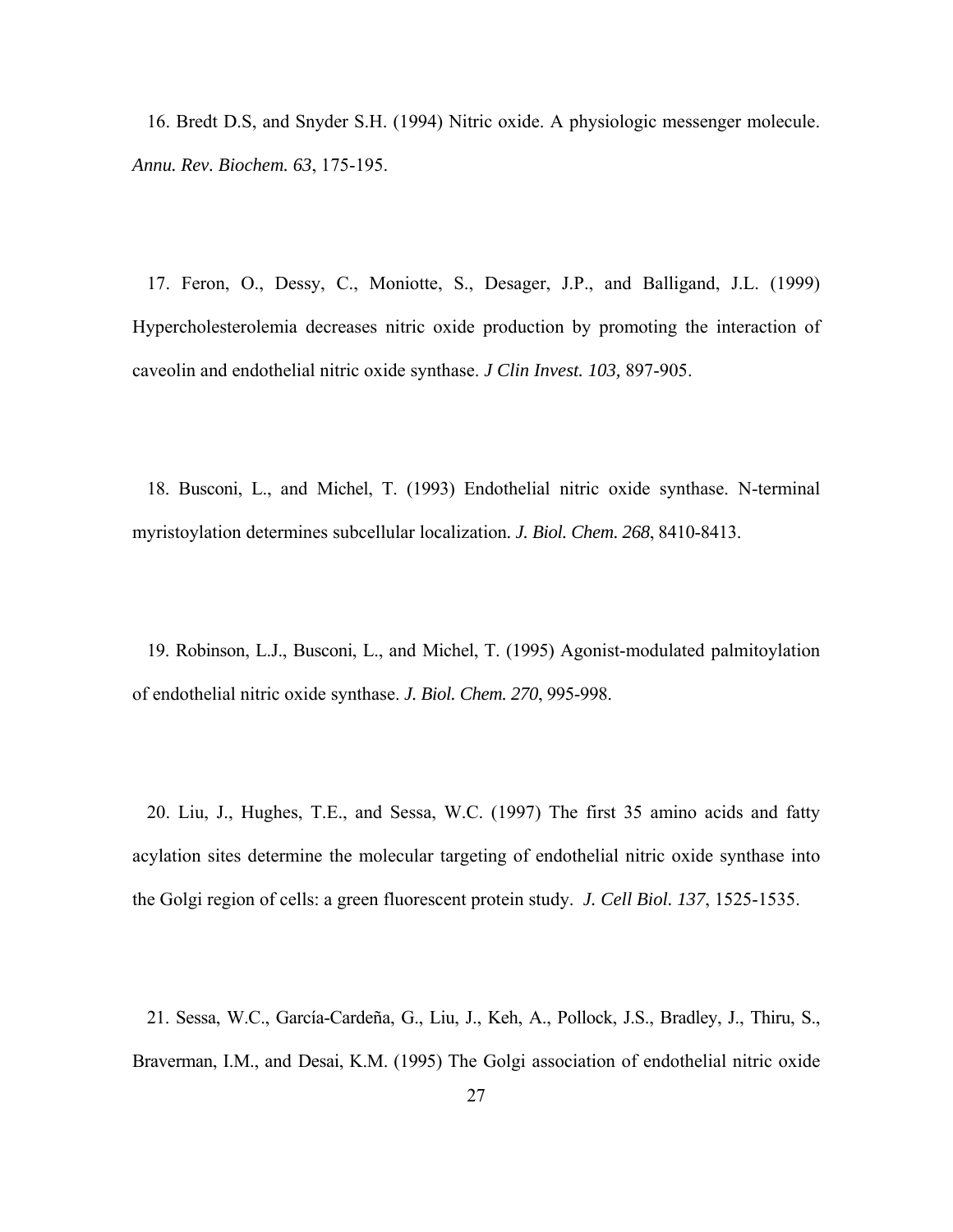16. Bredt D.S, and Snyder S.H. (1994) Nitric oxide. A physiologic messenger molecule. *Annu. Rev. Biochem. 63*, 175-195.

17. Feron, O., Dessy, C., Moniotte, S., Desager, J.P., and Balligand, J.L. (1999) Hypercholesterolemia decreases nitric oxide production by promoting the interaction of caveolin and endothelial nitric oxide synthase. *J Clin Invest. 103,* 897-905.

18. Busconi, L., and Michel, T. (1993) Endothelial nitric oxide synthase. N-terminal myristoylation determines subcellular localization*. J. Biol. Chem. 268*, 8410-8413.

19. Robinson, L.J., Busconi, L., and Michel, T. (1995) Agonist-modulated palmitoylation of endothelial nitric oxide synthase. *J. Biol. Chem. 270*, 995-998.

20. Liu, J., Hughes, T.E., and Sessa, W.C. (1997) The first 35 amino acids and fatty acylation sites determine the molecular targeting of endothelial nitric oxide synthase into the Golgi region of cells: a green fluorescent protein study. *J. Cell Biol. 137*, 1525-1535.

21. Sessa, W.C., García-Cardeña, G., Liu, J., Keh, A., Pollock, J.S., Bradley, J., Thiru, S., Braverman, I.M., and Desai, K.M. (1995) The Golgi association of endothelial nitric oxide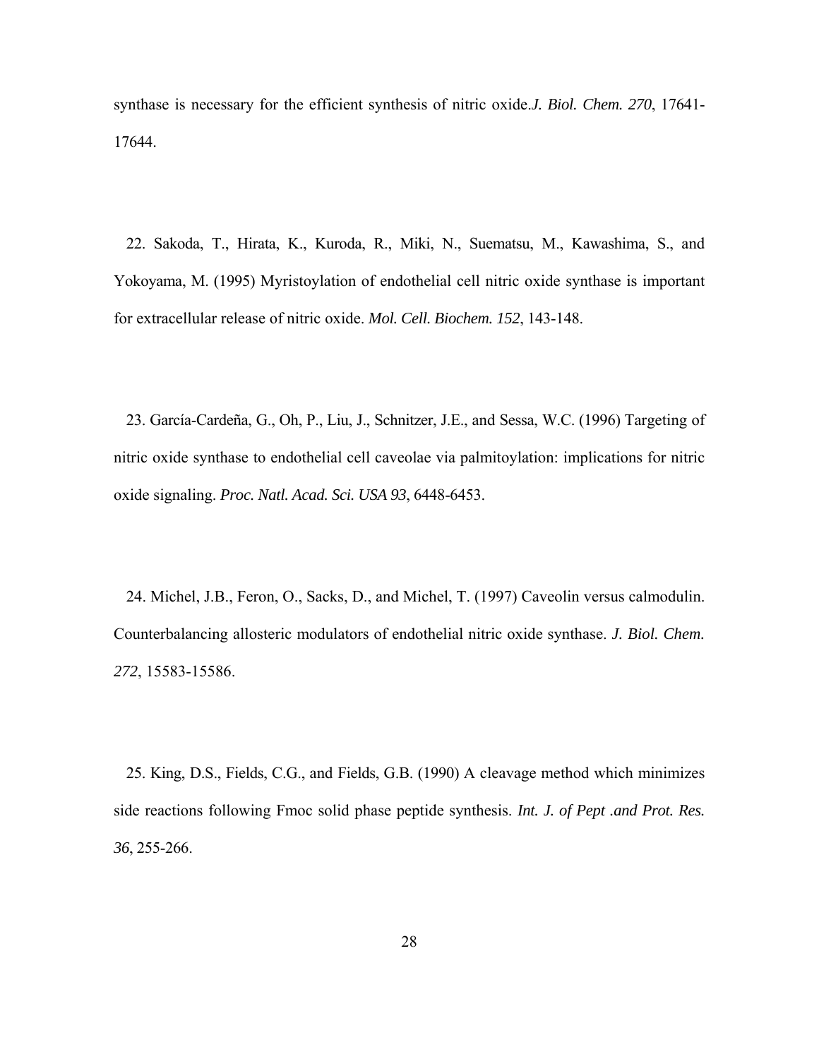synthase is necessary for the efficient synthesis of nitric oxide.*J. Biol. Chem. 270*, 17641-17644.

22. Sakoda, T., Hirata, K., Kuroda, R., Miki, N., Suematsu, M., Kawashima, S., and Yokoyama, M. (1995) Myristoylation of endothelial cell nitric oxide synthase is important for extracellular release of nitric oxide. *Mol. Cell. Biochem. 152*, 143-148.

23. García-Cardeña, G., Oh, P., Liu, J., Schnitzer, J.E., and Sessa, W.C. (1996) Targeting of nitric oxide synthase to endothelial cell caveolae via palmitoylation: implications for nitric oxide signaling. *Proc. Natl. Acad. Sci. USA 93*, 6448-6453.

24. Michel, J.B., Feron, O., Sacks, D., and Michel, T. (1997) Caveolin versus calmodulin. Counterbalancing allosteric modulators of endothelial nitric oxide synthase. *J. Biol. Chem. 272*, 15583-15586.

25. King, D.S., Fields, C.G., and Fields, G.B. (1990) A cleavage method which minimizes side reactions following Fmoc solid phase peptide synthesis. *Int. J. of Pept .and Prot. Res. 36*, 255-266.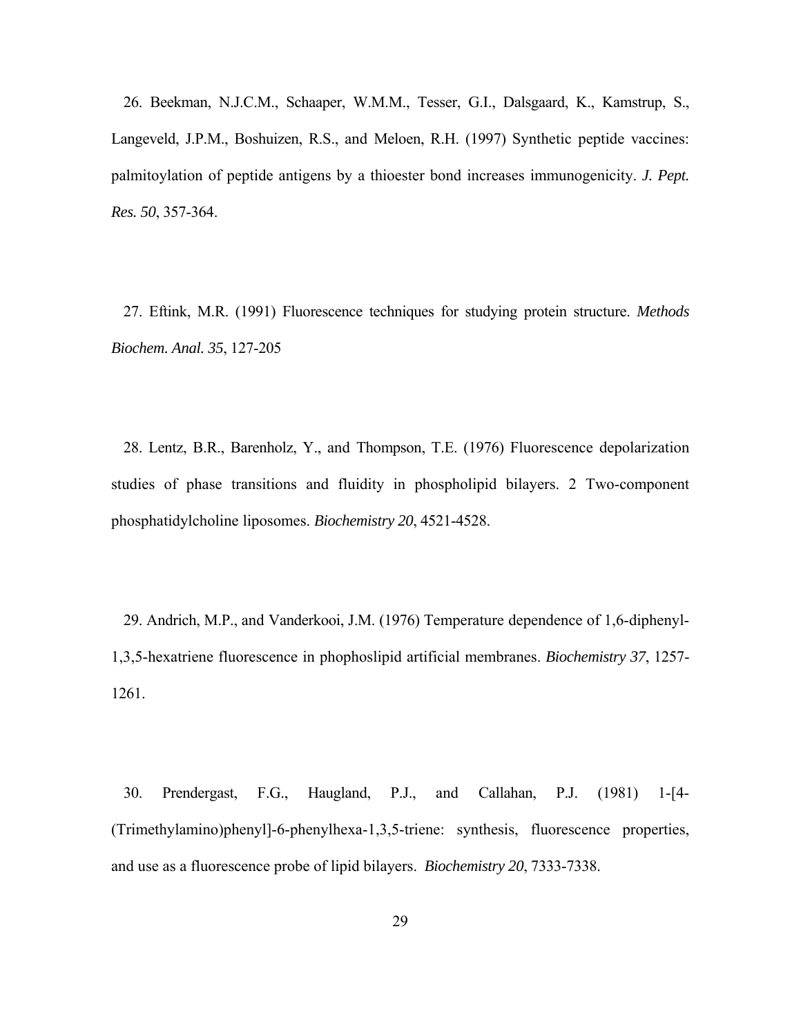26. Beekman, N.J.C.M., Schaaper, W.M.M., Tesser, G.I., Dalsgaard, K., Kamstrup, S., Langeveld, J.P.M., Boshuizen, R.S., and Meloen, R.H. (1997) Synthetic peptide vaccines: palmitoylation of peptide antigens by a thioester bond increases immunogenicity. ***J. Pept. Res. 50***, 357-364.

27. Eftink, M.R. (1991) Fluorescence techniques for studying protein structure. *Methods Biochem. Anal. 35*, 127-205

28. Lentz, B.R., Barenholz, Y., and Thompson, T.E. (1976) Fluorescence depolarization studies of phase transitions and fluidity in phospholipid bilayers. 2 Two-component phosphatidylcholine liposomes. *Biochemistry 20*, 4521-4528.

29. Andrich, M.P., and Vanderkooi, J.M. (1976) Temperature dependence of 1,6-diphenyl-1,3,5-hexatriene fluorescence in phophoslipid artificial membranes. *Biochemistry 37*, 1257-1261.

30. Prendergast, F.G., Haugland, P.J., and Callahan, P.J. (1981) 1-[4-(Trimethylamino)phenyl]-6-phenylhexa-1,3,5-triene: synthesis, fluorescence properties, and use as a fluorescence probe of lipid bilayers. *Biochemistry 20*, 7333-7338.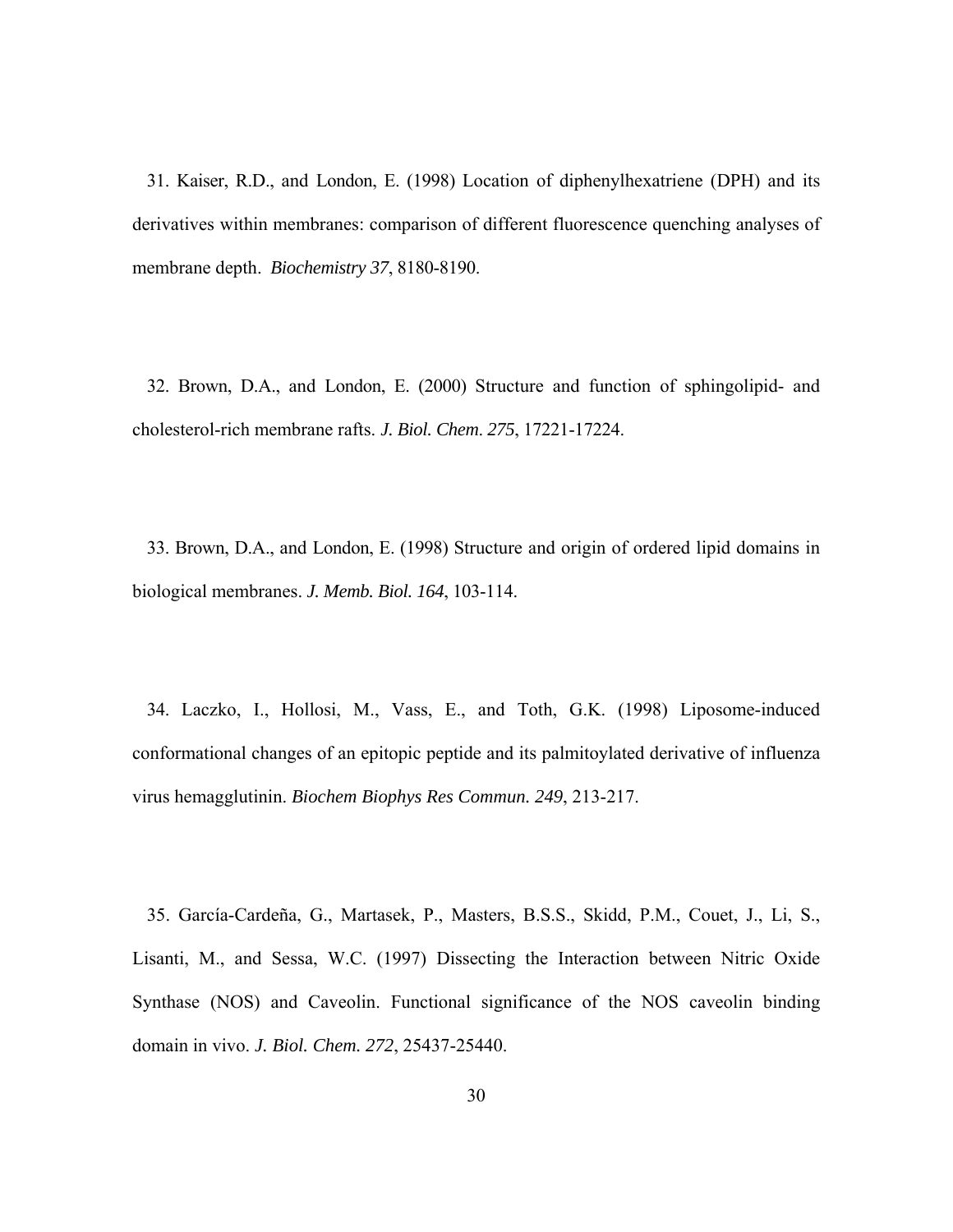31. Kaiser, R.D., and London, E. (1998) Location of diphenylhexatriene (DPH) and its derivatives within membranes: comparison of different fluorescence quenching analyses of membrane depth. *Biochemistry 37*, 8180-8190.

32. Brown, D.A., and London, E. (2000) Structure and function of sphingolipid- and cholesterol-rich membrane rafts. *J. Biol. Chem. 275*, 17221-17224.

33. Brown, D.A., and London, E. (1998) Structure and origin of ordered lipid domains in biological membranes. *J. Memb. Biol. 164*, 103-114.

34. Laczko, I., Hollosi, M., Vass, E., and Toth, G.K. (1998) Liposome-induced conformational changes of an epitopic peptide and its palmitoylated derivative of influenza virus hemagglutinin. *Biochem Biophys Res Commun. 249*, 213-217.

35. García-Cardeña, G., Martasek, P., Masters, B.S.S., Skidd, P.M., Couet, J., Li, S., Lisanti, M., and Sessa, W.C. (1997) Dissecting the Interaction between Nitric Oxide Synthase (NOS) and Caveolin. Functional significance of the NOS caveolin binding domain in vivo. *J. Biol. Chem. 272*, 25437-25440.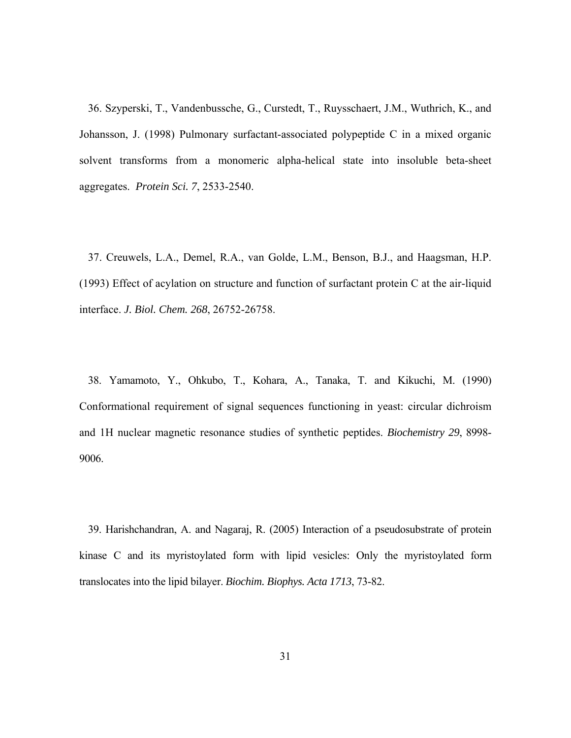36. Szyperski, T., Vandenbussche, G., Curstedt, T., Ruysschaert, J.M., Wuthrich, K., and Johansson, J. (1998) Pulmonary surfactant-associated polypeptide C in a mixed organic solvent transforms from a monomeric alpha-helical state into insoluble beta-sheet aggregates. *Protein Sci. 7*, 2533-2540.

37. Creuwels, L.A., Demel, R.A., van Golde, L.M., Benson, B.J., and Haagsman, H.P. (1993) Effect of acylation on structure and function of surfactant protein C at the air-liquid interface. *J. Biol. Chem. 268*, 26752-26758.

38. Yamamoto, Y., Ohkubo, T., Kohara, A., Tanaka, T. and Kikuchi, M. (1990) Conformational requirement of signal sequences functioning in yeast: circular dichroism and 1H nuclear magnetic resonance studies of synthetic peptides. *Biochemistry 29*, 8998-9006.

39. Harishchandran, A. and Nagaraj, R. (2005) Interaction of a pseudosubstrate of protein kinase C and its myristoylated form with lipid vesicles: Only the myristoylated form translocates into the lipid bilayer. *Biochim. Biophys. Acta 1713*, 73-82.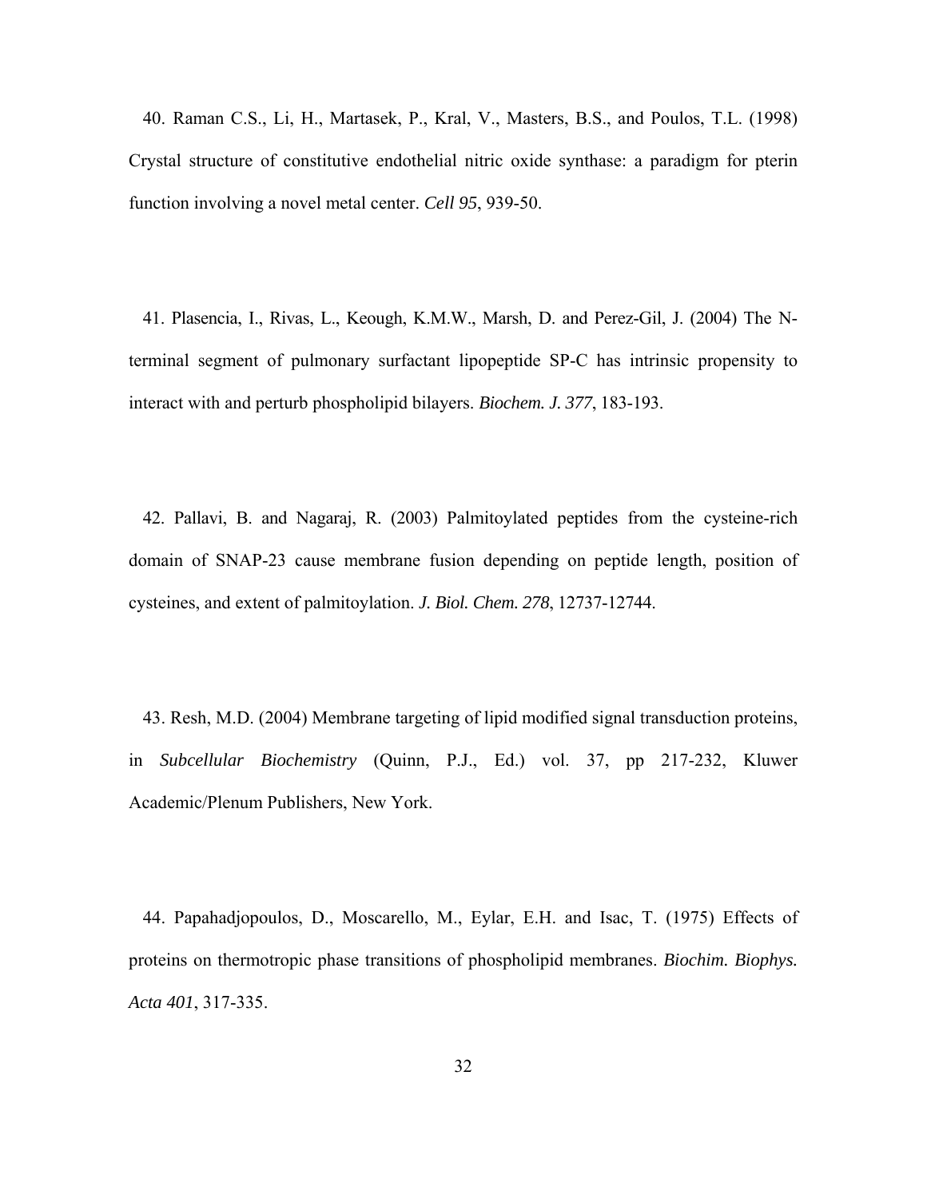40. Raman C.S., Li, H., Martasek, P., Kral, V., Masters, B.S., and Poulos, T.L. (1998) Crystal structure of constitutive endothelial nitric oxide synthase: a paradigm for pterin function involving a novel metal center. *Cell 95*, 939-50.

41. Plasencia, I., Rivas, L., Keough, K.M.W., Marsh, D. and Perez-Gil, J. (2004) The N-terminal segment of pulmonary surfactant lipopeptide SP-C has intrinsic propensity to interact with and perturb phospholipid bilayers. *Biochem. J. 377*, 183-193.

42. Pallavi, B. and Nagaraj, R. (2003) Palmitoylated peptides from the cysteine-rich domain of SNAP-23 cause membrane fusion depending on peptide length, position of cysteines, and extent of palmitoylation. *J. Biol. Chem. 278*, 12737-12744.

43. Resh, M.D. (2004) Membrane targeting of lipid modified signal transduction proteins, in *Subcellular Biochemistry* (Quinn, P.J., Ed.) vol. 37, pp 217-232, Kluwer Academic/Plenum Publishers, New York.

44. Papahadjopoulos, D., Moscarello, M., Eylar, E.H. and Isac, T. (1975) Effects of proteins on thermotropic phase transitions of phospholipid membranes. *Biochim. Biophys. Acta 401*, 317-335.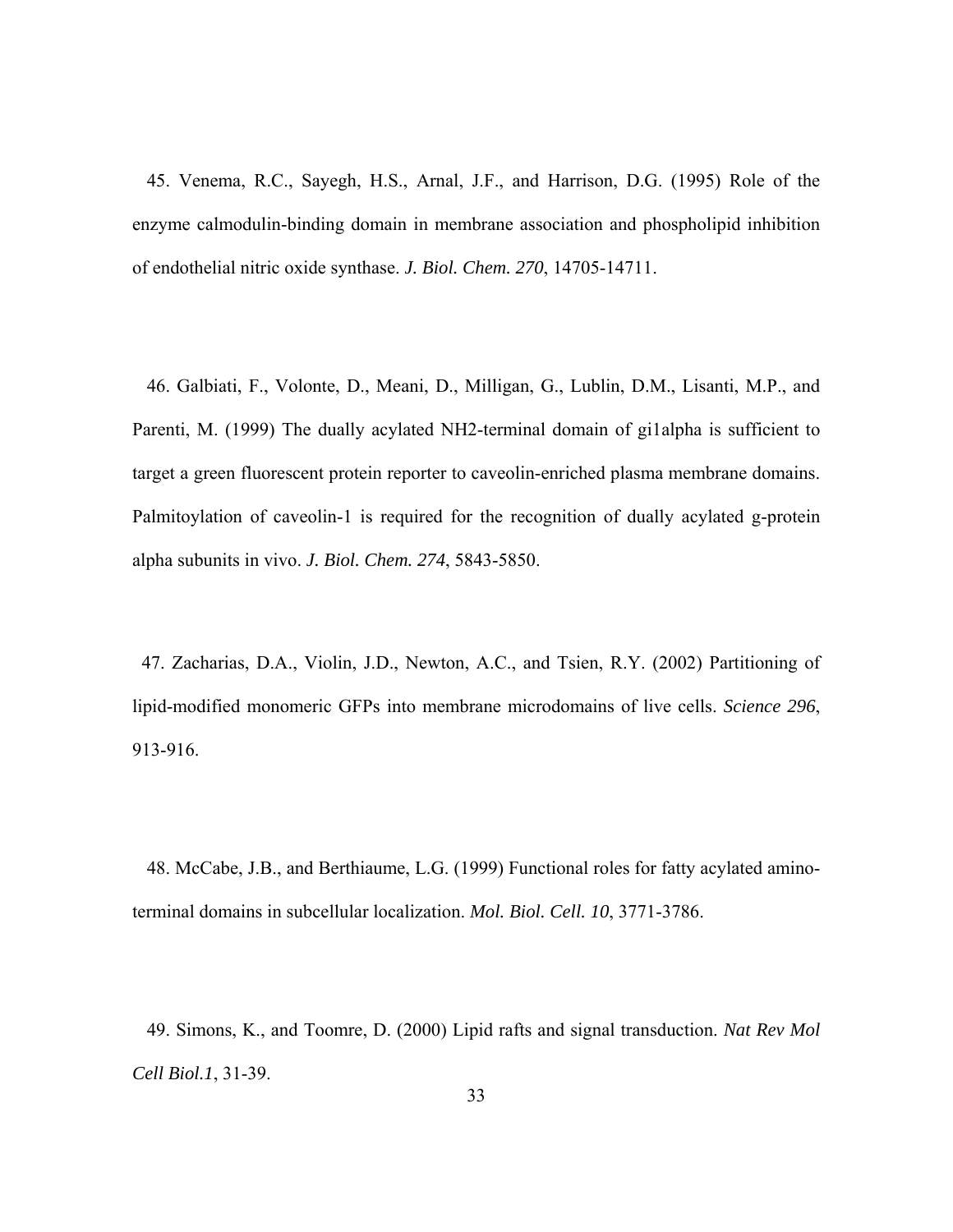45. Venema, R.C., Sayegh, H.S., Arnal, J.F., and Harrison, D.G. (1995) Role of the enzyme calmodulin-binding domain in membrane association and phospholipid inhibition of endothelial nitric oxide synthase. *J. Biol. Chem. 270*, 14705-14711.

46. Galbiati, F., Volonte, D., Meani, D., Milligan, G., Lublin, D.M., Lisanti, M.P., and Parenti, M. (1999) The dually acylated NH2-terminal domain of gi1alpha is sufficient to target a green fluorescent protein reporter to caveolin-enriched plasma membrane domains. Palmitoylation of caveolin-1 is required for the recognition of dually acylated g-protein alpha subunits in vivo. *J. Biol. Chem. 274*, 5843-5850.

47. Zacharias, D.A., Violin, J.D., Newton, A.C., and Tsien, R.Y. (2002) Partitioning of lipid-modified monomeric GFPs into membrane microdomains of live cells. *Science 296*, 913-916.

48. McCabe, J.B., and Berthiaume, L.G. (1999) Functional roles for fatty acylated amino-terminal domains in subcellular localization. *Mol. Biol. Cell. 10*, 3771-3786.

49. Simons, K., and Toomre, D. (2000) Lipid rafts and signal transduction. *Nat Rev Mol Cell Biol.1*, 31-39.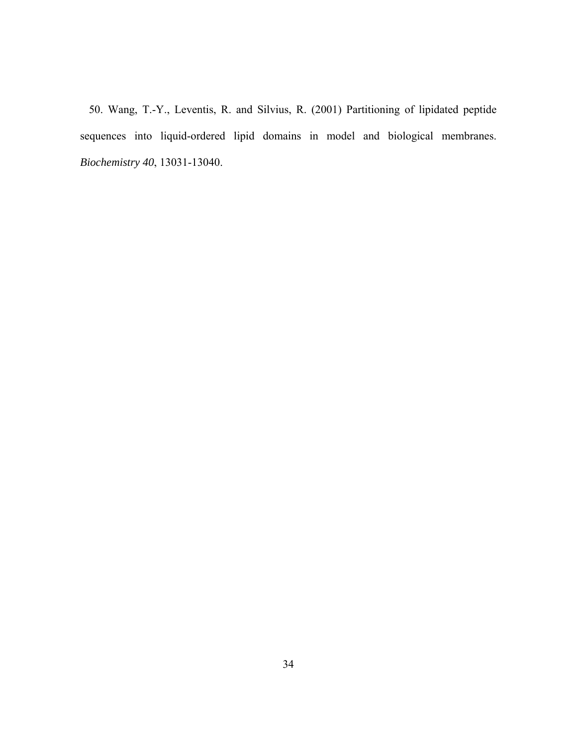50. Wang, T.-Y., Leventis, R. and Silvius, R. (2001) Partitioning of lipidated peptide sequences into liquid-ordered lipid domains in model and biological membranes. *Biochemistry 40*, 13031-13040.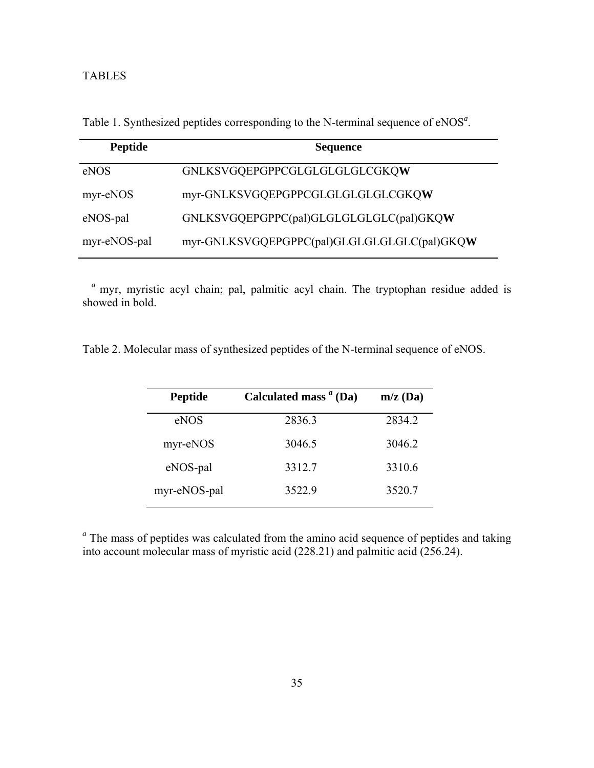TABLES

Table 1. Synthesized peptides corresponding to the N-terminal sequence of eNOS[a].

| Peptide | Sequence |
|---|---|
| eNOS | GNLKSVGQEPGPPCGLGLGLGLGLCGKQ**W** |
| myr-eNOS | myr-GNLKSVGQEPGPPCGLGLGLGLGLCGKQ**W** |
| eNOS-pal | GNLKSVGQEPGPPC(pal)GLGLGLGLGLC(pal)GKQ**W** |
| myr-eNOS-pal | myr-GNLKSVGQEPGPPC(pal)GLGLGLGLGLC(pal)GKQ**W** |

[a] myr, myristic acyl chain; pal, palmitic acyl chain. The tryptophan residue added is showed in bold.

Table 2. Molecular mass of synthesized peptides of the N-terminal sequence of eNOS.

| Peptide | Calculated mass [a] (Da) | m/z (Da) |
|---|---|---|
| eNOS | 2836.3 | 2834.2 |
| myr-eNOS | 3046.5 | 3046.2 |
| eNOS-pal | 3312.7 | 3310.6 |
| myr-eNOS-pal | 3522.9 | 3520.7 |

[a] The mass of peptides was calculated from the amino acid sequence of peptides and taking into account molecular mass of myristic acid (228.21) and palmitic acid (256.24).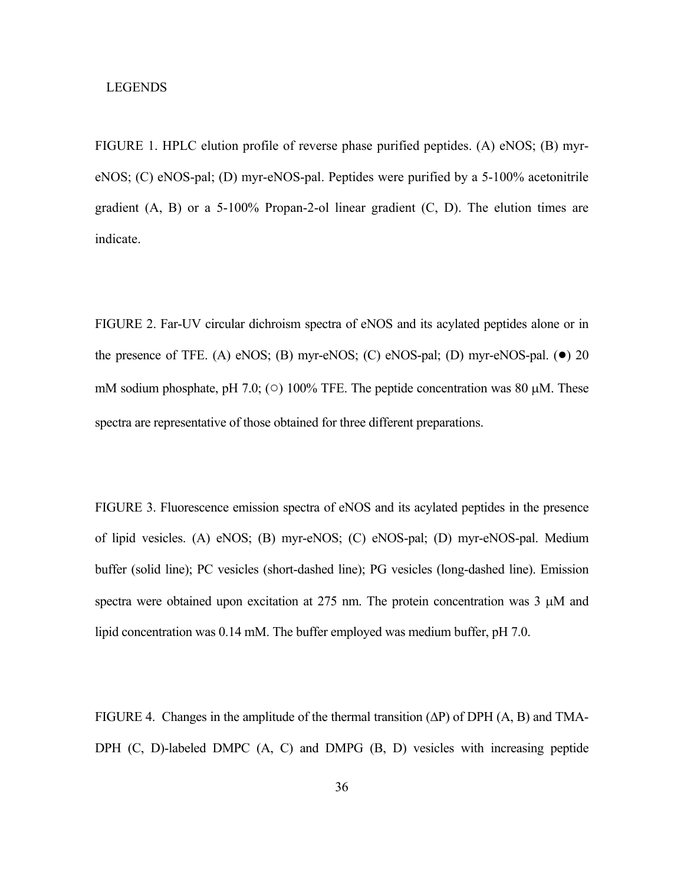LEGENDS

FIGURE 1. HPLC elution profile of reverse phase purified peptides. (A) eNOS; (B) myr-eNOS; (C) eNOS-pal; (D) myr-eNOS-pal. Peptides were purified by a 5-100% acetonitrile gradient (A, B) or a 5-100% Propan-2-ol linear gradient (C, D). The elution times are indicate.

FIGURE 2. Far-UV circular dichroism spectra of eNOS and its acylated peptides alone or in the presence of TFE. (A) eNOS; (B) myr-eNOS; (C) eNOS-pal; (D) myr-eNOS-pal. (●) 20 mM sodium phosphate, pH 7.0; (○) 100% TFE. The peptide concentration was 80 μM. These spectra are representative of those obtained for three different preparations.

FIGURE 3. Fluorescence emission spectra of eNOS and its acylated peptides in the presence of lipid vesicles. (A) eNOS; (B) myr-eNOS; (C) eNOS-pal; (D) myr-eNOS-pal. Medium buffer (solid line); PC vesicles (short-dashed line); PG vesicles (long-dashed line). Emission spectra were obtained upon excitation at 275 nm. The protein concentration was 3 μM and lipid concentration was 0.14 mM. The buffer employed was medium buffer, pH 7.0.

FIGURE 4. Changes in the amplitude of the thermal transition ($\Delta P$) of DPH (A, B) and TMA-DPH (C, D)-labeled DMPC (A, C) and DMPG (B, D) vesicles with increasing peptide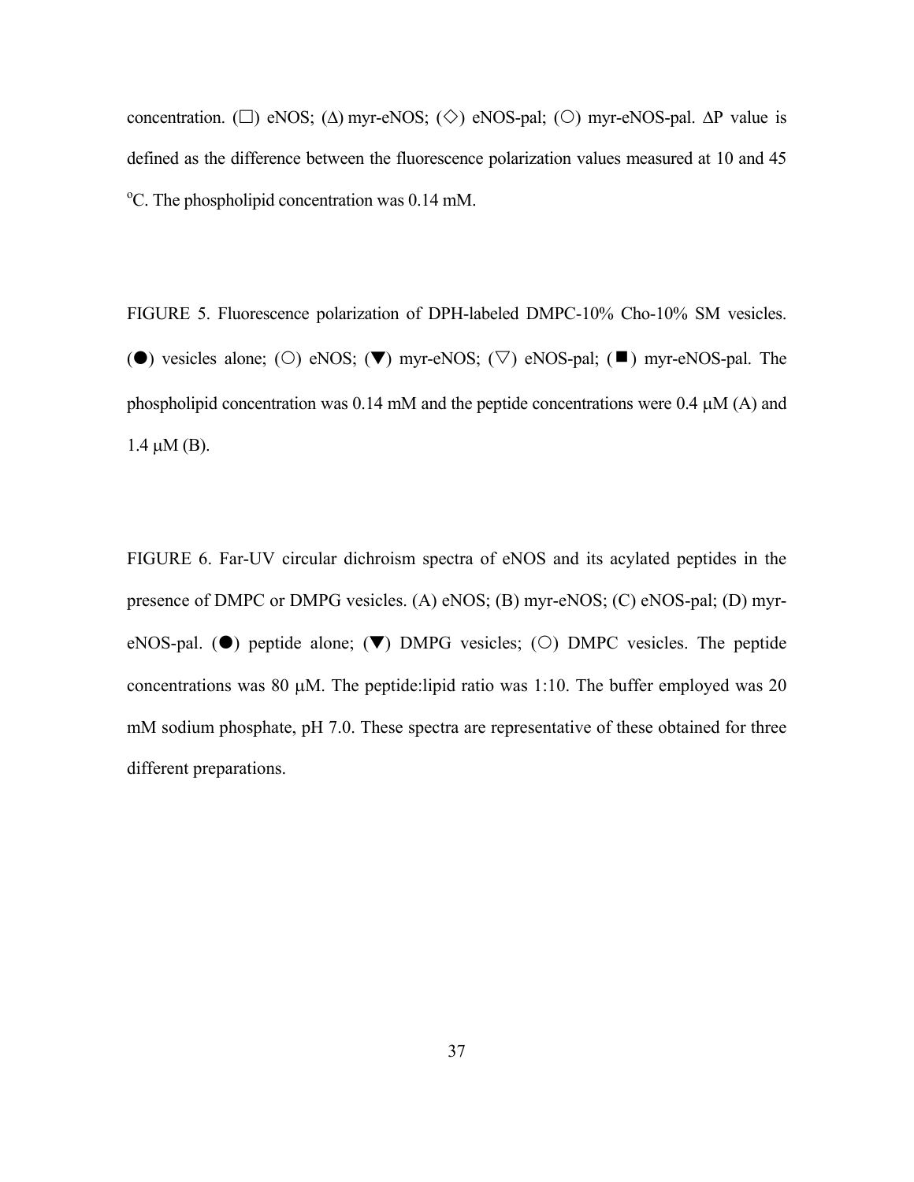concentration. (□) eNOS; (Δ) myr-eNOS; (◇) eNOS-pal; (○) myr-eNOS-pal. ΔP value is defined as the difference between the fluorescence polarization values measured at 10 and 45 $^{o}$C. The phospholipid concentration was 0.14 mM.

FIGURE 5. Fluorescence polarization of DPH-labeled DMPC-10% Cho-10% SM vesicles. (●) vesicles alone; (○) eNOS; (▼) myr-eNOS; (▽) eNOS-pal; (■) myr-eNOS-pal. The phospholipid concentration was 0.14 mM and the peptide concentrations were 0.4 μM (A) and 1.4 μM (B).

FIGURE 6. Far-UV circular dichroism spectra of eNOS and its acylated peptides in the presence of DMPC or DMPG vesicles. (A) eNOS; (B) myr-eNOS; (C) eNOS-pal; (D) myr-eNOS-pal. (●) peptide alone; (▼) DMPG vesicles; (○) DMPC vesicles. The peptide concentrations was 80 μM. The peptide:lipid ratio was 1:10. The buffer employed was 20 mM sodium phosphate, pH 7.0. These spectra are representative of these obtained for three different preparations.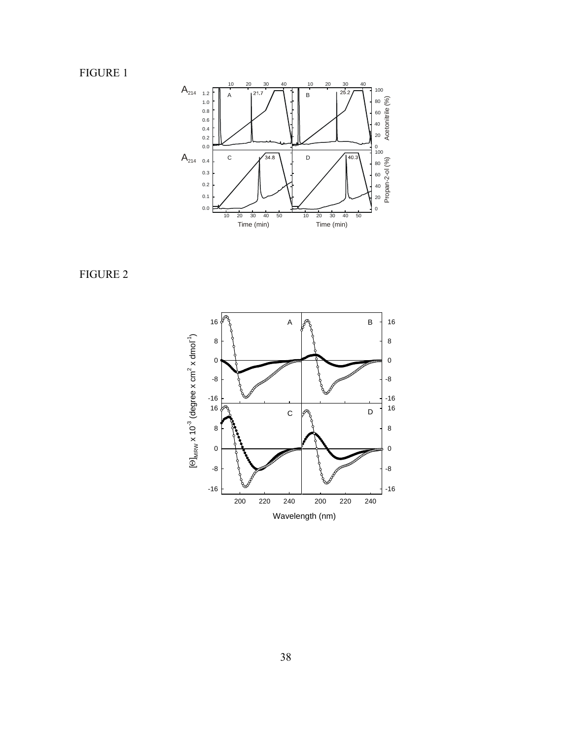FIGURE 1

FIGURE 2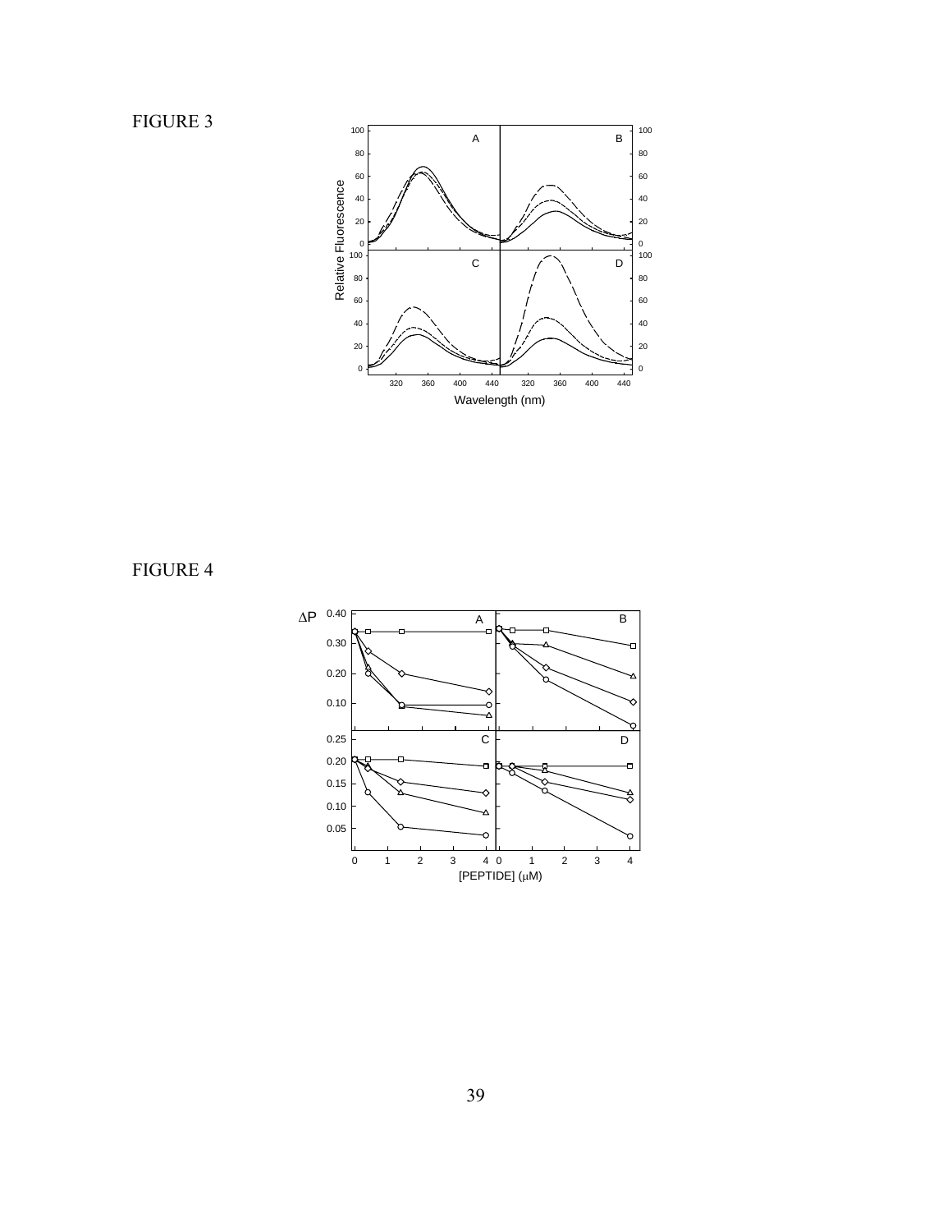FIGURE 3

FIGURE 4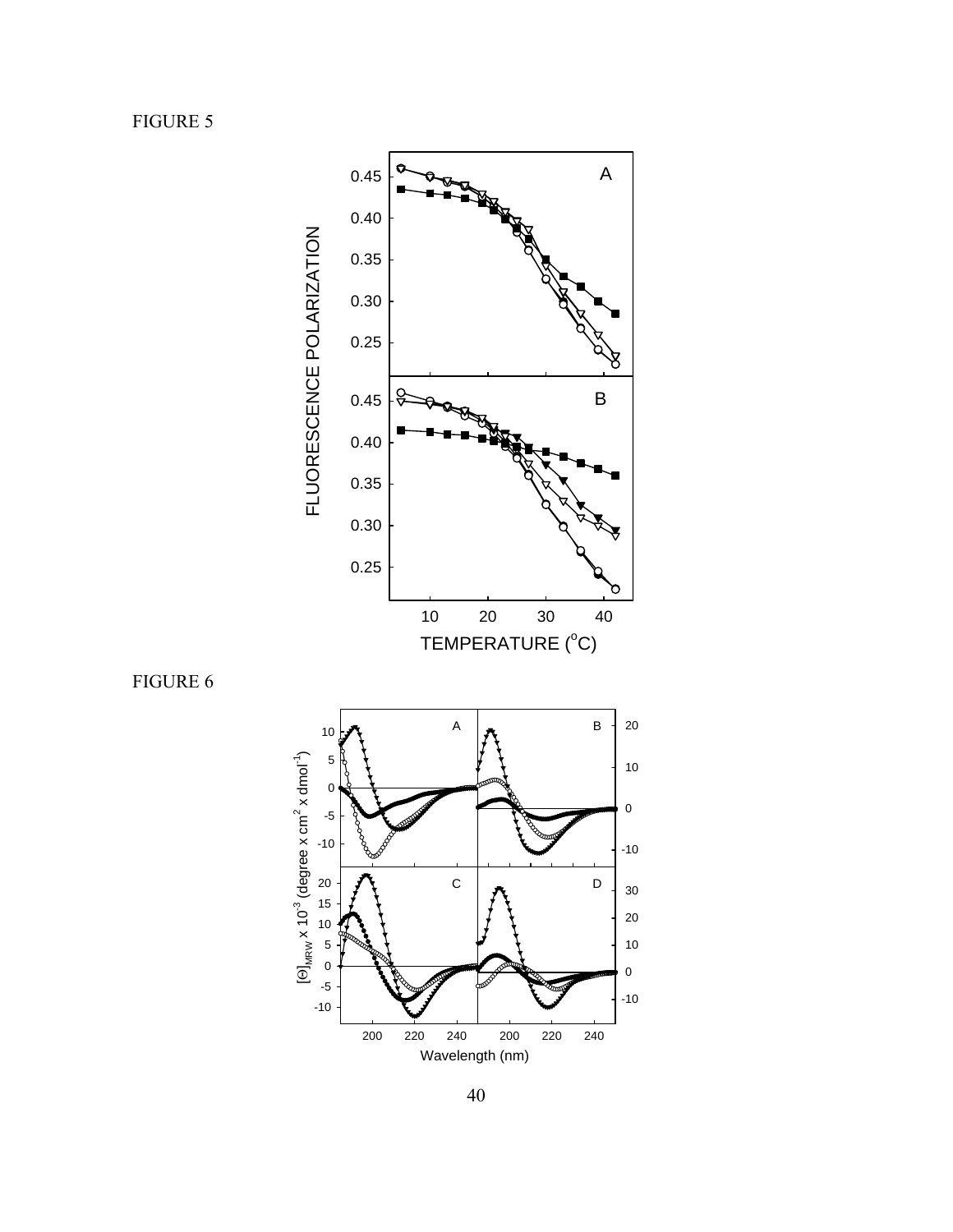FIGURE 5

FIGURE 6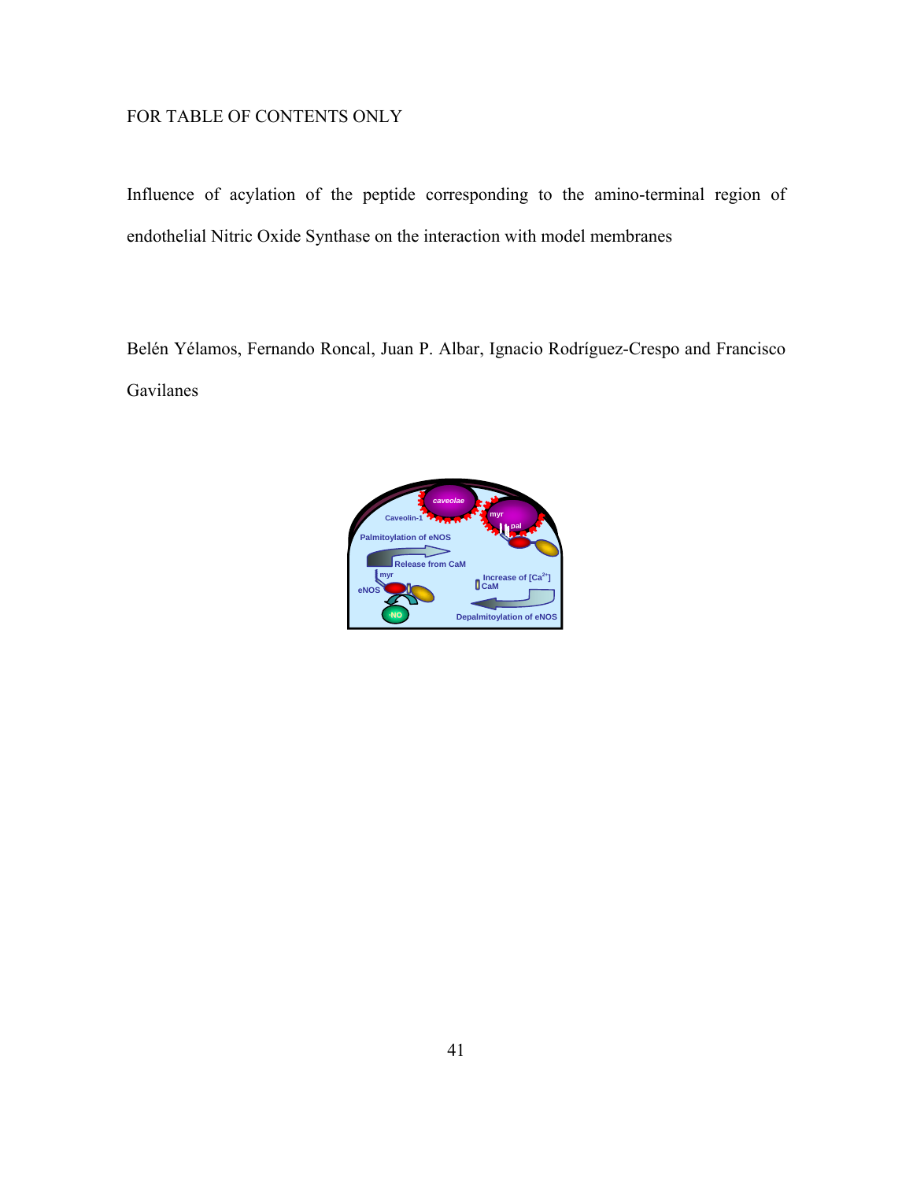FOR TABLE OF CONTENTS ONLY

Influence of acylation of the peptide corresponding to the amino-terminal region of endothelial Nitric Oxide Synthase on the interaction with model membranes

Belén Yélamos, Fernando Roncal, Juan P. Albar, Ignacio Rodríguez-Crespo and Francisco Gavilanes

caveolae

Caveolin-1

myr

pal

Palmitoylation of eNOS

Release from CaM

myr

eNOS

·NO

Increase of [$Ca^{2+}$]

CaM

Depalmitoylation of eNOS